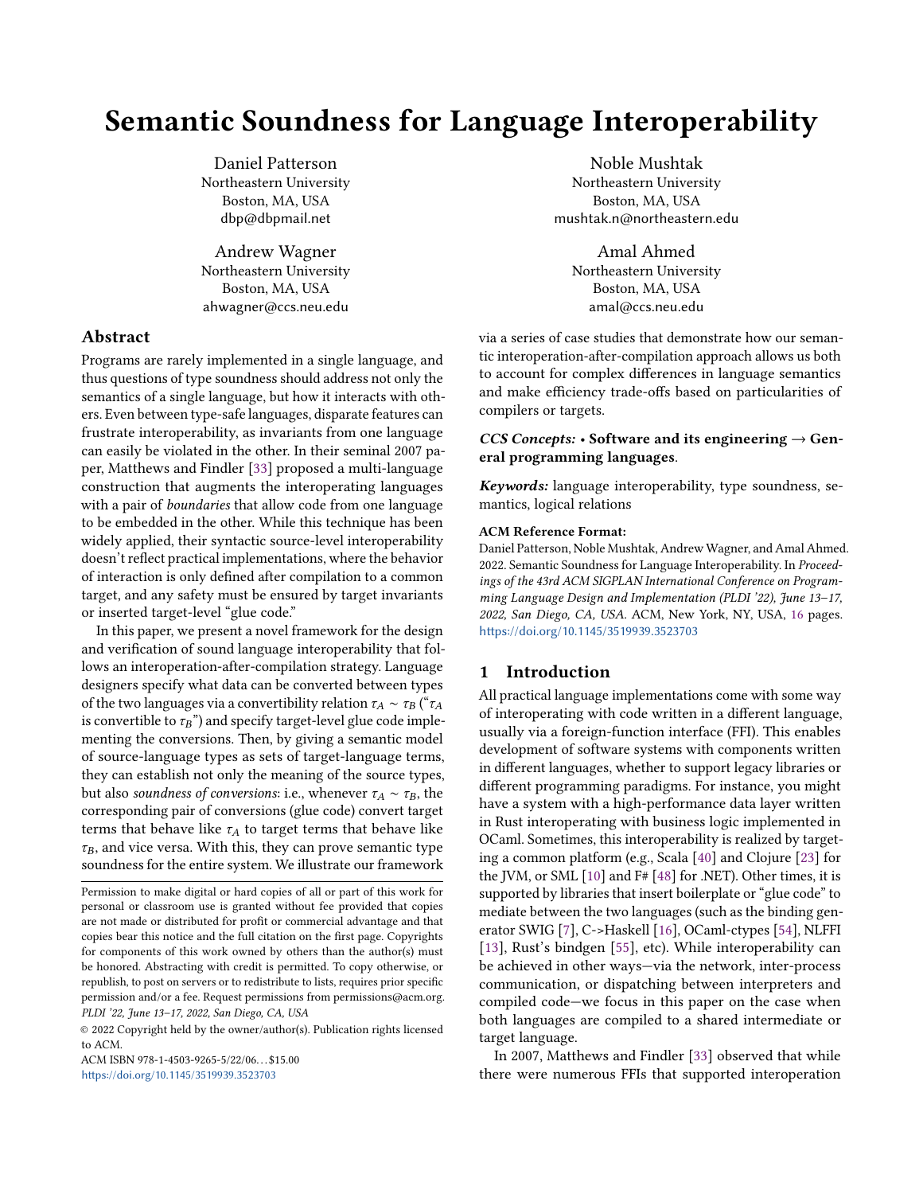# Semantic Soundness for Language Interoperability

Daniel Patterson
Northeastern University
Boston, MA, USA
dbp@dbpmail.net

Noble Mushtak
Northeastern University
Boston, MA, USA
mushtak.n@northeastern.edu

Andrew Wagner
Northeastern University
Boston, MA, USA
ahwagner@ccs.neu.edu

Amal Ahmed
Northeastern University
Boston, MA, USA
amal@ccs.neu.edu

## Abstract

Programs are rarely implemented in a single language, and thus questions of type soundness should address not only the semantics of a single language, but how it interacts with others. Even between type-safe languages, disparate features can frustrate interoperability, as invariants from one language can easily be violated in the other. In their seminal 2007 paper, Matthews and Findler [33] proposed a multi-language construction that augments the interoperating languages with a pair of *boundaries* that allow code from one language to be embedded in the other. While this technique has been widely applied, their syntactic source-level interoperability doesn't reflect practical implementations, where the behavior of interaction is only defined after compilation to a common target, and any safety must be ensured by target invariants or inserted target-level "glue code."

In this paper, we present a novel framework for the design and verification of sound language interoperability that follows an interoperation-after-compilation strategy. Language designers specify what data can be converted between types of the two languages via a convertibility relation $\tau_A \sim \tau_B$ ("$\tau_A$ is convertible to $\tau_B$") and specify target-level glue code implementing the conversions. Then, by giving a semantic model of source-language types as sets of target-language terms, they can establish not only the meaning of the source types, but also *soundness of conversions*: i.e., whenever $\tau_A \sim \tau_B$, the corresponding pair of conversions (glue code) convert target terms that behave like $\tau_A$ to target terms that behave like $\tau_B$, and vice versa. With this, they can prove semantic type soundness for the entire system. We illustrate our framework via a series of case studies that demonstrate how our semantic interoperation-after-compilation approach allows us both to account for complex differences in language semantics and make efficiency trade-offs based on particularities of compilers or targets.

*CCS Concepts:* • **Software and its engineering → General programming languages**.

*Keywords:* language interoperability, type soundness, semantics, logical relations

**ACM Reference Format:**
Daniel Patterson, Noble Mushtak, Andrew Wagner, and Amal Ahmed. 2022. Semantic Soundness for Language Interoperability. In *Proceedings of the 43rd ACM SIGPLAN International Conference on Programming Language Design and Implementation (PLDI '22), June 13–17, 2022, San Diego, CA, USA.* ACM, New York, NY, USA, 16 pages. https://doi.org/10.1145/3519939.3523703

Permission to make digital or hard copies of all or part of this work for personal or classroom use is granted without fee provided that copies are not made or distributed for profit or commercial advantage and that copies bear this notice and the full citation on the first page. Copyrights for components of this work owned by others than the author(s) must be honored. Abstracting with credit is permitted. To copy otherwise, or republish, to post on servers or to redistribute to lists, requires prior specific permission and/or a fee. Request permissions from permissions@acm.org.
*PLDI '22, June 13–17, 2022, San Diego, CA, USA*
© 2022 Copyright held by the owner/author(s). Publication rights licensed to ACM.
ACM ISBN 978-1-4503-9265-5/22/06…$15.00
https://doi.org/10.1145/3519939.3523703

## 1 Introduction

All practical language implementations come with some way of interoperating with code written in a different language, usually via a foreign-function interface (FFI). This enables development of software systems with components written in different languages, whether to support legacy libraries or different programming paradigms. For instance, you might have a system with a high-performance data layer written in Rust interoperating with business logic implemented in OCaml. Sometimes, this interoperability is realized by targeting a common platform (e.g., Scala [40] and Clojure [23] for the JVM, or SML [10] and F# [48] for .NET). Other times, it is supported by libraries that insert boilerplate or "glue code" to mediate between the two languages (such as the binding generator SWIG [7], C->Haskell [16], OCaml-ctypes [54], NLFFI [13], Rust's bindgen [55], etc). While interoperability can be achieved in other ways—via the network, inter-process communication, or dispatching between interpreters and compiled code—we focus in this paper on the case when both languages are compiled to a shared intermediate or target language.

In 2007, Matthews and Findler [33] observed that while there were numerous FFIs that supported interoperation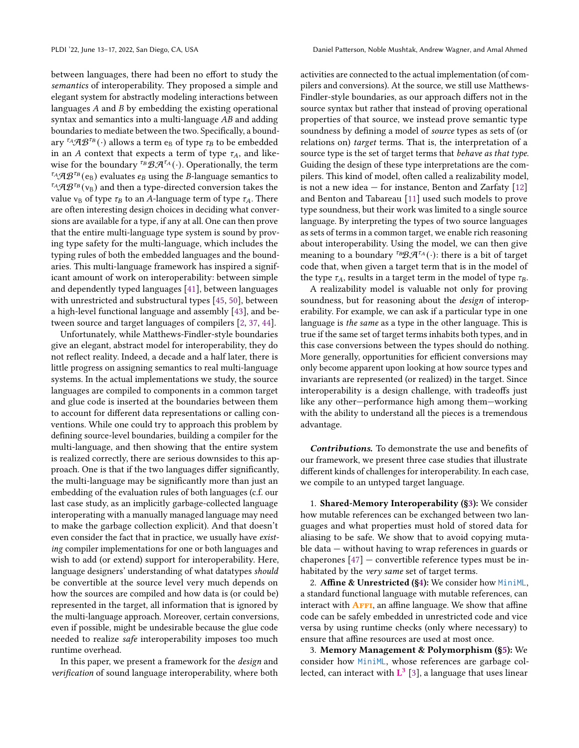between languages, there had been no effort to study the *semantics* of interoperability. They proposed a simple and elegant system for abstractly modeling interactions between languages $A$ and $B$ by embedding the existing operational syntax and semantics into a multi-language $AB$ and adding boundaries to mediate between the two. Specifically, a boundary ${}^{\tau_A}\mathcal{AB}^{\tau_B}(\cdot)$ allows a term $e_B$ of type $\tau_B$ to be embedded in an $A$ context that expects a term of type $\tau_A$, and likewise for the boundary ${}^{\tau_B}\mathcal{BA}^{\tau_A}(\cdot)$. Operationally, the term ${}^{\tau_A}\mathcal{AB}^{\tau_B}(e_B)$ evaluates $e_B$ using the $B$-language semantics to ${}^{\tau_A}\mathcal{AB}^{\tau_B}(v_B)$ and then a type-directed conversion takes the value $v_B$ of type $\tau_B$ to an $A$-language term of type $\tau_A$. There are often interesting design choices in deciding what conversions are available for a type, if any at all. One can then prove that the entire multi-language type system is sound by proving type safety for the multi-language, which includes the typing rules of both the embedded languages and the boundaries. This multi-language framework has inspired a significant amount of work on interoperability: between simple and dependently typed languages [41], between languages with unrestricted and substructural types [45, 50], between a high-level functional language and assembly [43], and between source and target languages of compilers [2, 37, 44].

Unfortunately, while Matthews-Findler-style boundaries give an elegant, abstract model for interoperability, they do not reflect reality. Indeed, a decade and a half later, there is little progress on assigning semantics to real multi-language systems. In the actual implementations we study, the source languages are compiled to components in a common target and glue code is inserted at the boundaries between them to account for different data representations or calling conventions. While one could try to approach this problem by defining source-level boundaries, building a compiler for the multi-language, and then showing that the entire system is realized correctly, there are serious downsides to this approach. One is that if the two languages differ significantly, the multi-language may be significantly more than just an embedding of the evaluation rules of both languages (c.f. our last case study, as an implicitly garbage-collected language interoperating with a manually managed language may need to make the garbage collection explicit). And that doesn't even consider the fact that in practice, we usually have *existing* compiler implementations for one or both languages and wish to add (or extend) support for interoperability. Here, language designers' understanding of what datatypes *should* be convertible at the source level very much depends on how the sources are compiled and how data is (or could be) represented in the target, all information that is ignored by the multi-language approach. Moreover, certain conversions, even if possible, might be undesirable because the glue code needed to realize *safe* interoperability imposes too much runtime overhead.

In this paper, we present a framework for the *design* and *verification* of sound language interoperability, where both activities are connected to the actual implementation (of compilers and conversions). At the source, we still use Matthews-Findler-style boundaries, as our approach differs not in the source syntax but rather that instead of proving operational properties of that source, we instead prove semantic type soundness by defining a model of *source* types as sets of (or relations on) *target* terms. That is, the interpretation of a source type is the set of target terms that *behave as that type*. Guiding the design of these type interpretations are the compilers. This kind of model, often called a realizability model, is not a new idea — for instance, Benton and Zarfaty [12] and Benton and Tabareau [11] used such models to prove type soundness, but their work was limited to a single source language. By interpreting the types of two source languages as sets of terms in a common target, we enable rich reasoning about interoperability. Using the model, we can then give meaning to a boundary ${}^{\tau_B}\mathcal{BA}^{\tau_A}(\cdot)$: there is a bit of target code that, when given a target term that is in the model of the type $\tau_A$, results in a target term in the model of type $\tau_B$.

A realizability model is valuable not only for proving soundness, but for reasoning about the *design* of interoperability. For example, we can ask if a particular type in one language is *the same* as a type in the other language. This is true if the same set of target terms inhabits both types, and in this case conversions between the types should do nothing. More generally, opportunities for efficient conversions may only become apparent upon looking at how source types and invariants are represented (or realized) in the target. Since interoperability is a design challenge, with tradeoffs just like any other—performance high among them—working with the ability to understand all the pieces is a tremendous advantage.

***Contributions.*** To demonstrate the use and benefits of our framework, we present three case studies that illustrate different kinds of challenges for interoperability. In each case, we compile to an untyped target language.

1. **Shared-Memory Interoperability (§3):** We consider how mutable references can be exchanged between two languages and what properties must hold of stored data for aliasing to be safe. We show that to avoid copying mutable data — without having to wrap references in guards or chaperones [47] — convertible reference types must be inhabited by the *very same* set of target terms.
2. **Affine & Unrestricted (§4):** We consider how MiniML, a standard functional language with mutable references, can interact with Affi, an affine language. We show that affine code can be safely embedded in unrestricted code and vice versa by using runtime checks (only where necessary) to ensure that affine resources are used at most once.
3. **Memory Management & Polymorphism (§5):** We consider how MiniML, whose references are garbage collected, can interact with $\mathbf{L^3}$ [3], a language that uses linear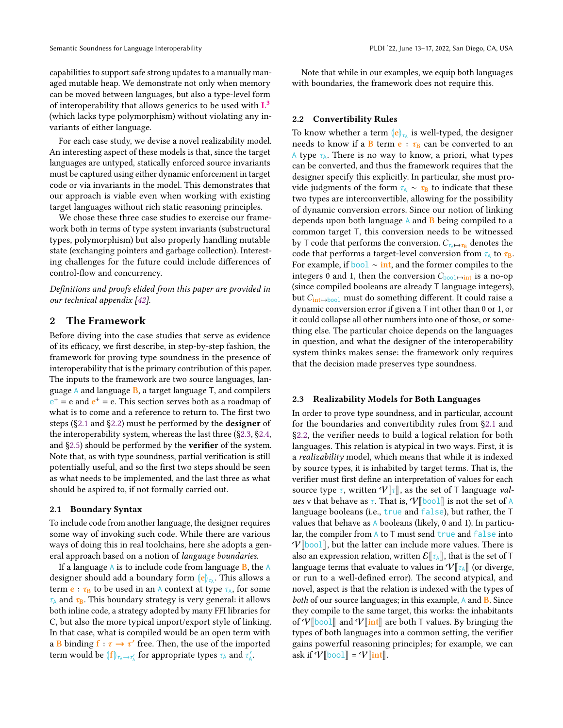capabilities to support safe strong updates to a manually managed mutable heap. We demonstrate not only when memory can be moved between languages, but also a type-level form of interoperability that allows generics to be used with $\mathbf{L^3}$ (which lacks type polymorphism) without violating any invariants of either language.

For each case study, we devise a novel realizability model. An interesting aspect of these models is that, since the target languages are untyped, statically enforced source invariants must be captured using either dynamic enforcement in target code or via invariants in the model. This demonstrates that our approach is viable even when working with existing target languages without rich static reasoning principles.

We chose these three case studies to exercise our framework both in terms of type system invariants (substructural types, polymorphism) but also properly handling mutable state (exchanging pointers and garbage collection). Interesting challenges for the future could include differences of control-flow and concurrency.

*Definitions and proofs elided from this paper are provided in our technical appendix [42].*

## 2 The Framework

Before diving into the case studies that serve as evidence of its efficacy, we first describe, in step-by-step fashion, the framework for proving type soundness in the presence of interoperability that is the primary contribution of this paper. The inputs to the framework are two source languages, language A and language **B**, a target language T, and compilers $e^+ = e$ and $\mathbf{e}^+ = e$. This section serves both as a roadmap of what is to come and a reference to return to. The first two steps (§2.1 and §2.2) must be performed by the **designer** of the interoperability system, whereas the last three (§2.3, §2.4, and §2.5) should be performed by the **verifier** of the system. Note that, as with type soundness, partial verification is still potentially useful, and so the first two steps should be seen as what needs to be implemented, and the last three as what should be aspired to, if not formally carried out.

### 2.1 Boundary Syntax

To include code from another language, the designer requires some way of invoking such code. While there are various ways of doing this in real toolchains, here she adopts a general approach based on a notion of *language boundaries*.

If a language A is to include code from language **B**, the A designer should add a boundary form $(\!|\mathbf{e}|\!)_{\tau_A}$. This allows a term $\mathbf{e} : \boldsymbol{\tau}_\mathbf{B}$ to be used in an A context at type $\tau_A$, for some $\tau_A$ and $\boldsymbol{\tau}_\mathbf{B}$. This boundary strategy is very general: it allows both inline code, a strategy adopted by many FFI libraries for C, but also the more typical import/export style of linking. In that case, what is compiled would be an open term with a **B** binding $\mathbf{f} : \boldsymbol{\tau} \rightarrow \boldsymbol{\tau}'$ free. Then, the use of the imported term would be $(\!|\mathbf{f}|\!)_{\tau_A \rightarrow \tau'_A}$ for appropriate types $\tau_A$ and $\tau'_A$.

Note that while in our examples, we equip both languages with boundaries, the framework does not require this.

### 2.2 Convertibility Rules

To know whether a term $(\!|\mathbf{e}|\!)_{\tau_A}$ is well-typed, the designer needs to know if a **B** term $\mathbf{e} : \boldsymbol{\tau}_\mathbf{B}$ can be converted to an A type $\tau_A$. There is no way to know, a priori, what types can be converted, and thus the framework requires that the designer specify this explicitly. In particular, she must provide judgments of the form $\tau_A \sim \boldsymbol{\tau}_\mathbf{B}$ to indicate that these two types are interconvertible, allowing for the possibility of dynamic conversion errors. Since our notion of linking depends upon both language A and **B** being compiled to a common target T, this conversion needs to be witnessed by T code that performs the conversion. $C_{\tau_A \mapsto \boldsymbol{\tau}_\mathbf{B}}$ denotes the code that performs a target-level conversion from $\tau_A$ to $\boldsymbol{\tau}_\mathbf{B}$. For example, if $\texttt{bool} \sim \mathbf{int}$, and the former compiles to the integers 0 and 1, then the conversion $C_{\texttt{bool} \mapsto \mathbf{int}}$ is a no-op (since compiled booleans are already T language integers), but $C_{\mathbf{int} \mapsto \texttt{bool}}$ must do something different. It could raise a dynamic conversion error if given a T int other than 0 or 1, or it could collapse all other numbers into one of those, or something else. The particular choice depends on the languages in question, and what the designer of the interoperability system thinks makes sense: the framework only requires that the decision made preserves type soundness.

### 2.3 Realizability Models for Both Languages

In order to prove type soundness, and in particular, account for the boundaries and convertibility rules from §2.1 and §2.2, the verifier needs to build a logical relation for both languages. This relation is atypical in two ways. First, it is a *realizability* model, which means that while it is indexed by source types, it is inhabited by target terms. That is, the verifier must first define an interpretation of values for each source type $\tau$, written $\mathcal{V}[\![\tau]\!]$, as the set of T language *values* v that behave as $\tau$. That is, $\mathcal{V}[\![\texttt{bool}]\!]$ is not the set of A language booleans (i.e., `true` and `false`), but rather, the T values that behave as A booleans (likely, 0 and 1). In particular, the compiler from A to T must send `true` and `false` into $\mathcal{V}[\![\texttt{bool}]\!]$, but the latter can include more values. There is also an expression relation, written $\mathcal{E}[\![\tau_A]\!]$, that is the set of T language terms that evaluate to values in $\mathcal{V}[\![\tau_A]\!]$ (or diverge, or run to a well-defined error). The second atypical, and novel, aspect is that the relation is indexed with the types of *both* of our source languages; in this example, A and **B**. Since they compile to the same target, this works: the inhabitants of $\mathcal{V}[\![\texttt{bool}]\!]$ and $\mathcal{V}[\![\mathbf{int}]\!]$ are both T values. By bringing the types of both languages into a common setting, the verifier gains powerful reasoning principles; for example, we can ask if $\mathcal{V}[\![\texttt{bool}]\!] = \mathcal{V}[\![\mathbf{int}]\!]$.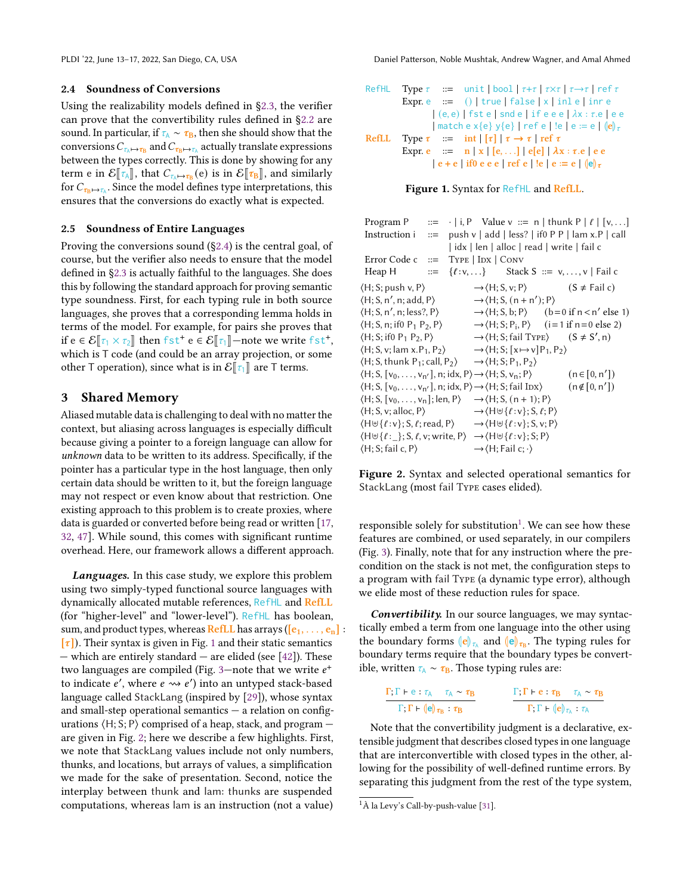### 2.4 Soundness of Conversions

Using the realizability models defined in §2.3, the verifier can prove that the convertibility rules defined in §2.2 are sound. In particular, if $\tau_A \sim \tau_B$, then she should show that the conversions $C_{\tau_A \mapsto \tau_B}$ and $C_{\tau_B \mapsto \tau_A}$ actually translate expressions between the types correctly. This is done by showing for any term e in $\mathcal{E}[\![\tau_A]\!]$, that $C_{\tau_A \mapsto \tau_B}(e)$ is in $\mathcal{E}[\![\tau_B]\!]$, and similarly for $C_{\tau_B \mapsto \tau_A}$. Since the model defines type interpretations, this ensures that the conversions do exactly what is expected.

### 2.5 Soundness of Entire Languages

Proving the conversions sound (§2.4) is the central goal, of course, but the verifier also needs to ensure that the model defined in §2.3 is actually faithful to the languages. She does this by following the standard approach for proving semantic type soundness. First, for each typing rule in both source languages, she proves that a corresponding lemma holds in terms of the model. For example, for pairs she proves that if $e \in \mathcal{E}[\![\tau_1 \times \tau_2]\!]$ then $\mathtt{fst}^+\ e \in \mathcal{E}[\![\tau_1]\!]$—note we write $\mathtt{fst}^+$, which is T code (and could be an array projection, or some other T operation), since what is in $\mathcal{E}[\![\tau_1]\!]$ are T terms.

## 3 Shared Memory

Aliased mutable data is challenging to deal with no matter the context, but aliasing across languages is especially difficult because giving a pointer to a foreign language can allow for *unknown* data to be written to its address. Specifically, if the pointer has a particular type in the host language, then only certain data should be written to it, but the foreign language may not respect or even know about that restriction. One existing approach to this problem is to create proxies, where data is guarded or converted before being read or written [17, 32, 47]. While sound, this comes with significant runtime overhead. Here, our framework allows a different approach.

***Languages.*** In this case study, we explore this problem using two simply-typed functional source languages with dynamically allocated mutable references, RefHL and **RefLL** (for "higher-level" and "lower-level"). RefHL has boolean, sum, and product types, whereas **RefLL** has arrays ($[e_1, \ldots, e_n] : [\tau]$). Their syntax is given in Fig. 1 and their static semantics — which are entirely standard — are elided (see [42]). These two languages are compiled (Fig. 3—note that we write $e^+$ to indicate $e'$, where $e \rightsquigarrow e'$) into an untyped stack-based language called StackLang (inspired by [29]), whose syntax and small-step operational semantics — a relation on configurations ⟨H; S; P⟩ comprised of a heap, stack, and program — are given in Fig. 2; here we describe a few highlights. First, we note that StackLang values include not only numbers, thunks, and locations, but arrays of values, a simplification we made for the sake of presentation. Second, notice the interplay between thunk and lam: thunks are suspended computations, whereas lam is an instruction (not a value) responsible solely for substitution[1]. We can see how these features are combined, or used separately, in our compilers (Fig. 3). Finally, note that for any instruction where the precondition on the stack is not met, the configuration steps to a program with fail Type (a dynamic type error), although we elide most of these reduction rules for space.

$$
\begin{array}{llcl}
\texttt{RefHL} & \text{Type } \tau & ::= & \mathtt{unit} \mid \mathtt{bool} \mid \tau{+}\tau \mid \tau{\times}\tau \mid \tau{\rightarrow}\tau \mid \mathtt{ref}\ \tau \\
 & \text{Expr. } e & ::= & () \mid \mathtt{true} \mid \mathtt{false} \mid x \mid \mathtt{inl}\ e \mid \mathtt{inr}\ e \\
 & & \mid & (e, e) \mid \mathtt{fst}\ e \mid \mathtt{snd}\ e \mid \mathtt{if}\ e\ e\ e \mid \lambda x : \tau.e \mid e\ e \\
 & & \mid & \mathtt{match}\ e\ x\{e\}\ y\{e\} \mid \mathtt{ref}\ e \mid !e \mid e := e \mid (\!|e|\!)_\tau \\
\textbf{RefLL} & \text{Type } \tau & ::= & \mathbf{int} \mid [\tau] \mid \tau \rightarrow \tau \mid \mathbf{ref}\ \tau \\
 & \text{Expr. } e & ::= & n \mid x \mid [e, \ldots] \mid e[e] \mid \lambda x : \tau.e \mid e\ e \\
 & & \mid & e + e \mid \mathbf{if0}\ e\ e\ e \mid \mathbf{ref}\ e \mid !e \mid e := e \mid (\!|e|\!)_\tau
\end{array}
$$

**Figure 1.** Syntax for RefHL and **RefLL**.

$$
\begin{array}{llll}
\text{Program P} & ::= & \cdot \mid i, P & \text{Value v} ::= n \mid \mathsf{thunk}\ P \mid \ell \mid [v, \ldots] \\
\text{Instruction i} & ::= & \multicolumn{2}{l}{\mathsf{push}\ v \mid \mathsf{add} \mid \mathsf{less?} \mid \mathsf{if0}\ P\ P \mid \mathsf{lam}\ x.P \mid \mathsf{call}} \\
 & \mid & \multicolumn{2}{l}{\mathsf{idx} \mid \mathsf{len} \mid \mathsf{alloc} \mid \mathsf{read} \mid \mathsf{write} \mid \mathsf{fail}\ c} \\
\text{Error Code c} & ::= & \multicolumn{2}{l}{\textsc{Type} \mid \textsc{Idx} \mid \textsc{Conv}} \\
\text{Heap H} & ::= & \{\ell : v, \ldots\} & \text{Stack S} ::= v, \ldots, v \mid \mathsf{Fail}\ c
\end{array}
$$

$$
\begin{array}{lll}
\langle H; S; \mathsf{push}\ v, P\rangle & \rightarrow \langle H; S, v; P\rangle & (S \neq \mathsf{Fail}\ c) \\
\langle H; S, n', n; \mathsf{add}, P\rangle & \rightarrow \langle H; S, (n + n'); P\rangle & \\
\langle H; S, n', n; \mathsf{less?}, P\rangle & \rightarrow \langle H; S, b; P\rangle & (b{=}0 \text{ if } n{<}n' \text{ else } 1) \\
\langle H; S, n; \mathsf{if0}\ P_1\ P_2, P\rangle & \rightarrow \langle H; S; P_i, P\rangle & (i{=}1 \text{ if } n{=}0 \text{ else } 2) \\
\langle H; S; \mathsf{if0}\ P_1\ P_2, P\rangle & \rightarrow \langle H; S; \mathsf{fail}\ \textsc{Type}\rangle & (S \neq S', n) \\
\langle H; S, v; \mathsf{lam}\ x.P_1, P_2\rangle & \rightarrow \langle H; S; [x \mapsto v]P_1, P_2\rangle & \\
\langle H; S, \mathsf{thunk}\ P_1; \mathsf{call}, P_2\rangle & \rightarrow \langle H; S; P_1, P_2\rangle & \\
\langle H; S, [v_0, \ldots, v_{n'}], n; \mathsf{idx}, P\rangle & \rightarrow \langle H; S, v_n; P\rangle & (n \in [0, n']) \\
\langle H; S, [v_0, \ldots, v_{n'}], n; \mathsf{idx}, P\rangle & \rightarrow \langle H; S; \mathsf{fail}\ \textsc{Idx}\rangle & (n \notin [0, n']) \\
\langle H; S, [v_0, \ldots, v_n]; \mathsf{len}, P\rangle & \rightarrow \langle H; S, (n + 1); P\rangle & \\
\langle H; S, v; \mathsf{alloc}, P\rangle & \rightarrow \langle H \uplus \{\ell : v\}; S, \ell; P\rangle & \\
\langle H \uplus \{\ell : v\}; S, \ell; \mathsf{read}, P\rangle & \rightarrow \langle H \uplus \{\ell : v\}; S, v; P\rangle & \\
\langle H \uplus \{\ell : \_\}; S, \ell, v; \mathsf{write}, P\rangle & \rightarrow \langle H \uplus \{\ell : v\}; S; P\rangle & \\
\langle H; S; \mathsf{fail}\ c, P\rangle & \rightarrow \langle H; \mathsf{Fail}\ c; \cdot\rangle &
\end{array}
$$

**Figure 2.** Syntax and selected operational semantics for StackLang (most fail Type cases elided).

***Convertibility.*** In our source languages, we may syntactically embed a term from one language into the other using the boundary forms $(\!|e|\!)_{\tau_A}$ and $(\!|e|\!)_{\tau_B}$. The typing rules for boundary terms require that the boundary types be convertible, written $\tau_A \sim \tau_B$. Those typing rules are:

$$
\frac{\Gamma; \Gamma \vdash e : \tau_A \qquad \tau_A \sim \tau_B}{\Gamma; \Gamma \vdash (\!|e|\!)_{\tau_B} : \tau_B}
\qquad
\frac{\Gamma; \Gamma \vdash e : \tau_B \qquad \tau_A \sim \tau_B}{\Gamma; \Gamma \vdash (\!|e|\!)_{\tau_A} : \tau_A}
$$

Note that the convertibility judgment is a declarative, extensible judgment that describes closed types in one language that are interconvertible with closed types in the other, allowing for the possibility of well-defined runtime errors. By separating this judgment from the rest of the type system,

[1] À la Levy's Call-by-push-value [31].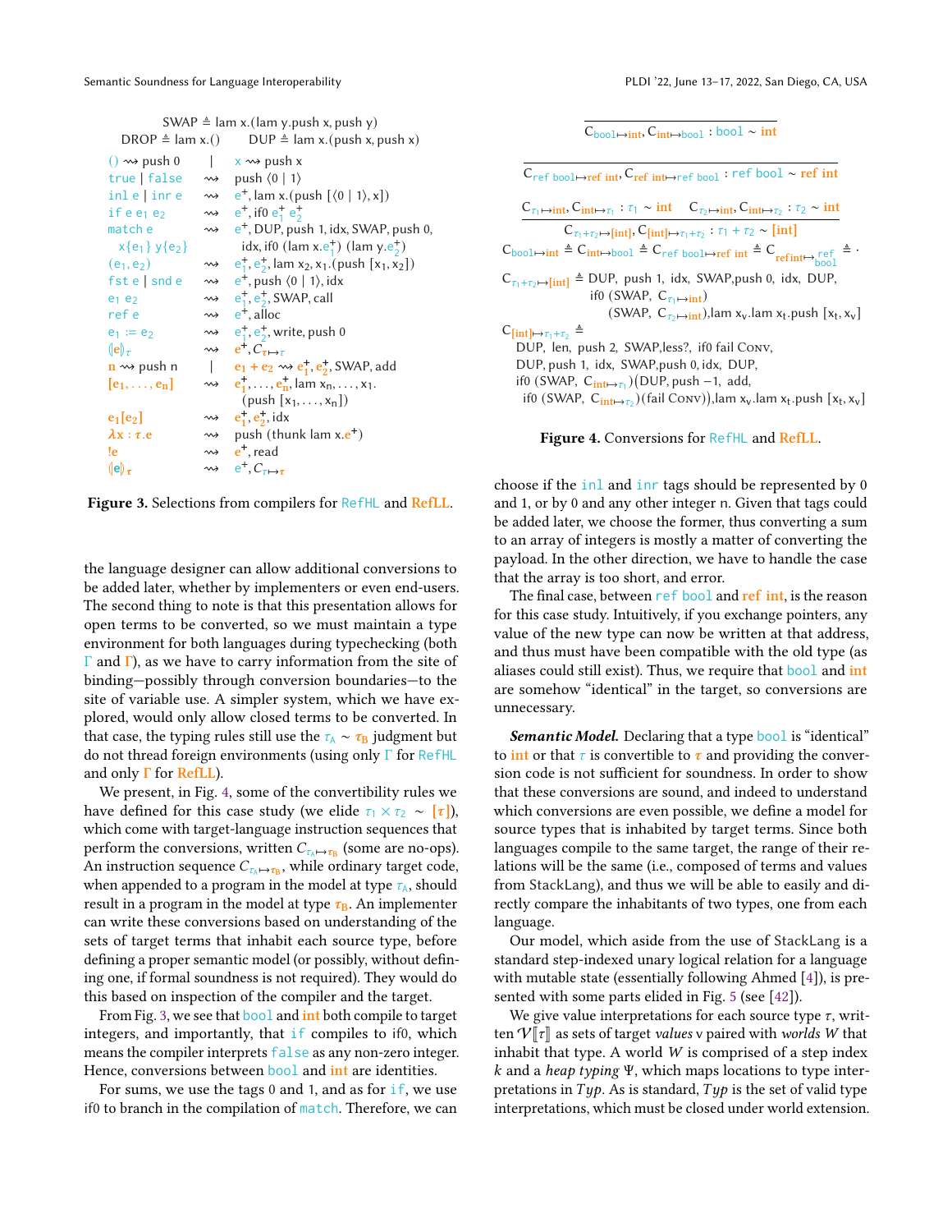$$\text{SWAP} \triangleq \text{lam x.(lam y.push x, push y)}$$
$$\text{DROP} \triangleq \text{lam x.()} \qquad \text{DUP} \triangleq \text{lam x.(push x, push x)}$$

| | | |
|---|---|---|
| $() \rightsquigarrow \text{push } 0$ | $\mid$ | $x \rightsquigarrow \text{push x}$ |
| true \| false | $\rightsquigarrow$ | push ⟨0 \| 1⟩ |
| inl e \| inr e | $\rightsquigarrow$ | $e^+$, lam x.(push [⟨0 \| 1⟩, x]) |
| if e $e_1$ $e_2$ | $\rightsquigarrow$ | $e^+$, if0 $e_1^+$ $e_2^+$ |
| match e x{$e_1$} y{$e_2$} | $\rightsquigarrow$ | $e^+$, DUP, push 1, idx, SWAP, push 0, idx, if0 (lam x.$e_1^+$) (lam y.$e_2^+$) |
| ($e_1$, $e_2$) | $\rightsquigarrow$ | $e_1^+$, $e_2^+$, lam $x_2$, $x_1$.(push [$x_1$, $x_2$]) |
| fst e \| snd e | $\rightsquigarrow$ | $e^+$, push ⟨0 \| 1⟩, idx |
| $e_1$ $e_2$ | $\rightsquigarrow$ | $e_1^+$, $e_2^+$, SWAP, call |
| ref e | $\rightsquigarrow$ | $e^+$, alloc |
| $e_1$ := $e_2$ | $\rightsquigarrow$ | $e_1^+$, $e_2^+$, write, push 0 |
| $(\!\|e\|\!)_\tau$ | $\rightsquigarrow$ | $e^+$, $C_{\tau\mapsto\tau}$ |
| $n \rightsquigarrow \text{push n}$ | $\mid$ | $e_1 + e_2 \rightsquigarrow e_1^+, e_2^+$, SWAP, add |
| [$e_1, \ldots, e_n$] | $\rightsquigarrow$ | $e_1^+, \ldots, e_n^+$, lam $x_n, \ldots, x_1$.(push [$x_1, \ldots, x_n$]) |
| $e_1$[$e_2$] | $\rightsquigarrow$ | $e_1^+$, $e_2^+$, idx |
| $\lambda x : \tau.e$ | $\rightsquigarrow$ | push (thunk lam x.$e^+$) |
| !e | $\rightsquigarrow$ | $e^+$, read |
| $(\!\|e\|\!)_\tau$ | $\rightsquigarrow$ | $e^+$, $C_{\tau\mapsto\tau}$ |

**Figure 3.** Selections from compilers for RefHL and RefLL.

the language designer can allow additional conversions to be added later, whether by implementers or even end-users. The second thing to note is that this presentation allows for open terms to be converted, so we must maintain a type environment for both languages during typechecking (both $\Gamma$ and $\Gamma$), as we have to carry information from the site of binding—possibly through conversion boundaries—to the site of variable use. A simpler system, which we have explored, would only allow closed terms to be converted. In that case, the typing rules still use the $\tau_A \sim \tau_B$ judgment but do not thread foreign environments (using only $\Gamma$ for RefHL and only $\Gamma$ for RefLL).

We present, in Fig. 4, some of the convertibility rules we have defined for this case study (we elide $\tau_1 \times \tau_2 \sim [\tau]$), which come with target-language instruction sequences that perform the conversions, written $C_{\tau_A\mapsto\tau_B}$ (some are no-ops). An instruction sequence $C_{\tau_A\mapsto\tau_B}$, while ordinary target code, when appended to a program in the model at type $\tau_A$, should result in a program in the model at type $\tau_B$. An implementer can write these conversions based on understanding of the sets of target terms that inhabit each source type, before defining a proper semantic model (or possibly, without defining one, if formal soundness is not required). They would do this based on inspection of the compiler and the target.

From Fig. 3, we see that bool and int both compile to target integers, and importantly, that if compiles to if0, which means the compiler interprets false as any non-zero integer. Hence, conversions between bool and int are identities.

For sums, we use the tags 0 and 1, and as for if, we use if0 to branch in the compilation of match. Therefore, we can

$$\frac{}{C_{\text{bool}\mapsto\text{int}}, C_{\text{int}\mapsto\text{bool}} : \text{bool} \sim \text{int}}$$

$$\frac{}{C_{\text{ref bool}\mapsto\text{ref int}}, C_{\text{ref int}\mapsto\text{ref bool}} : \text{ref bool} \sim \text{ref int}}$$

$$\frac{C_{\tau_1\mapsto\text{int}}, C_{\text{int}\mapsto\tau_1} : \tau_1 \sim \text{int} \qquad C_{\tau_2\mapsto\text{int}}, C_{\text{int}\mapsto\tau_2} : \tau_2 \sim \text{int}}{C_{\tau_1+\tau_2\mapsto[\text{int}]}, C_{[\text{int}]\mapsto\tau_1+\tau_2} : \tau_1 + \tau_2 \sim [\text{int}]}$$

$C_{\text{bool}\mapsto\text{int}} \triangleq C_{\text{int}\mapsto\text{bool}} \triangleq C_{\text{ref bool}\mapsto\text{ref int}} \triangleq C_{\text{ref int}\mapsto\text{ref bool}} \triangleq \cdot$

$C_{\tau_1+\tau_2\mapsto[\text{int}]} \triangleq$ DUP, push 1, idx, SWAP, push 0, idx, DUP, if0 (SWAP, $C_{\tau_1\mapsto\text{int}}$) (SWAP, $C_{\tau_2\mapsto\text{int}}$), lam $x_v$.lam $x_t$.push [$x_t$, $x_v$]

$C_{[\text{int}]\mapsto\tau_1+\tau_2} \triangleq$ DUP, len, push 2, SWAP, less?, if0 fail CONV, DUP, push 1, idx, SWAP, push 0, idx, DUP, if0 (SWAP, $C_{\text{int}\mapsto\tau_1}$)(DUP, push −1, add, if0 (SWAP, $C_{\text{int}\mapsto\tau_2}$)(fail CONV)), lam $x_v$.lam $x_t$.push [$x_t$, $x_v$]

**Figure 4.** Conversions for RefHL and RefLL.

choose if the inl and inr tags should be represented by 0 and 1, or by 0 and any other integer n. Given that tags could be added later, we choose the former, thus converting a sum to an array of integers is mostly a matter of converting the payload. In the other direction, we have to handle the case that the array is too short, and error.

The final case, between ref bool and ref int, is the reason for this case study. Intuitively, if you exchange pointers, any value of the new type can now be written at that address, and thus must have been compatible with the old type (as aliases could still exist). Thus, we require that bool and int are somehow "identical" in the target, so conversions are unnecessary.

***Semantic Model.*** Declaring that a type bool is "identical" to int or that $\tau$ is convertible to $\tau$ and providing the conversion code is not sufficient for soundness. In order to show that these conversions are sound, and indeed to understand which conversions are even possible, we define a model for source types that is inhabited by target terms. Since both languages compile to the same target, the range of their relations will be the same (i.e., composed of terms and values from StackLang), and thus we will be able to easily and directly compare the inhabitants of two types, one from each language.

Our model, which aside from the use of StackLang is a standard step-indexed unary logical relation for a language with mutable state (essentially following Ahmed [4]), is presented with some parts elided in Fig. 5 (see [42]).

We give value interpretations for each source type $\tau$, written $\mathcal{V}[\![\tau]\!]$ as sets of target *values* v paired with *worlds* $W$ that inhabit that type. A world $W$ is comprised of a step index $k$ and a *heap typing* $\Psi$, which maps locations to type interpretations in $Typ$. As is standard, $Typ$ is the set of valid type interpretations, which must be closed under world extension.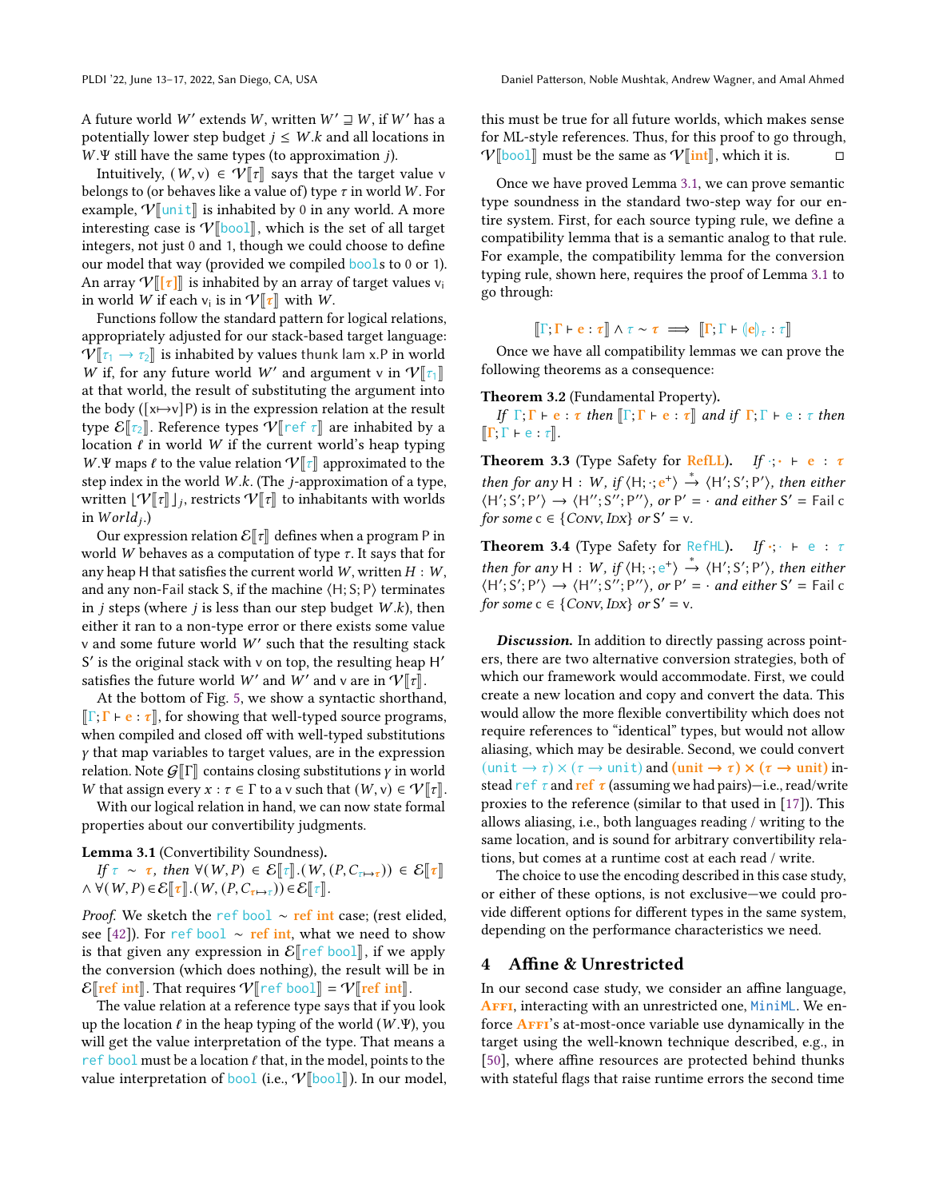A future world $W'$ extends $W$, written $W' \sqsupseteq W$, if $W'$ has a potentially lower step budget $j \leq W.k$ and all locations in $W.\Psi$ still have the same types (to approximation $j$).

Intuitively, $(W, \mathsf{v}) \in \mathcal{V}[\![\tau]\!]$ says that the target value $\mathsf{v}$ belongs to (or behaves like a value of) type $\tau$ in world $W$. For example, $\mathcal{V}[\![\mathtt{unit}]\!]$ is inhabited by 0 in any world. A more interesting case is $\mathcal{V}[\![\mathtt{bool}]\!]$, which is the set of all target integers, not just 0 and 1, though we could choose to define our model that way (provided we compiled bools to 0 or 1). An array $\mathcal{V}[\![[\tau]]\!]$ is inhabited by an array of target values $\mathsf{v}_i$ in world $W$ if each $\mathsf{v}_i$ is in $\mathcal{V}[\![\tau]\!]$ with $W$.

Functions follow the standard pattern for logical relations, appropriately adjusted for our stack-based target language: $\mathcal{V}[\![\tau_1 \to \tau_2]\!]$ is inhabited by values thunk lam x.P in world $W$ if, for any future world $W'$ and argument $\mathsf{v}$ in $\mathcal{V}[\![\tau_1]\!]$ at that world, the result of substituting the argument into the body ($[\mathsf{x} \mapsto \mathsf{v}]\mathsf{P}$) is in the expression relation at the result type $\mathcal{E}[\![\tau_2]\!]$. Reference types $\mathcal{V}[\![\mathtt{ref}\ \tau]\!]$ are inhabited by a location $\ell$ in world $W$ if the current world's heap typing $W.\Psi$ maps $\ell$ to the value relation $\mathcal{V}[\![\tau]\!]$ approximated to the step index in the world $W.k$. (The $j$-approximation of a type, written $\lfloor \mathcal{V}[\![\tau]\!] \rfloor_j$, restricts $\mathcal{V}[\![\tau]\!]$ to inhabitants with worlds in $World_j$.)

Our expression relation $\mathcal{E}[\![\tau]\!]$ defines when a program P in world $W$ behaves as a computation of type $\tau$. It says that for any heap H that satisfies the current world $W$, written $H : W$, and any non-Fail stack S, if the machine $\langle$H; S; P$\rangle$ terminates in $j$ steps (where $j$ is less than our step budget $W.k$), then either it ran to a non-type error or there exists some value $\mathsf{v}$ and some future world $W'$ such that the resulting stack S′ is the original stack with $\mathsf{v}$ on top, the resulting heap H′ satisfies the future world $W'$ and $W'$ and $\mathsf{v}$ are in $\mathcal{V}[\![\tau]\!]$.

At the bottom of Fig. 5, we show a syntactic shorthand, $[\![\Gamma; \Gamma \vdash \mathbf{e} : \boldsymbol{\tau}]\!]$, for showing that well-typed source programs, when compiled and closed off with well-typed substitutions $\gamma$ that map variables to target values, are in the expression relation. Note $\mathcal{G}[\![\Gamma]\!]$ contains closing substitutions $\gamma$ in world $W$ that assign every $x : \tau \in \Gamma$ to a $\mathsf{v}$ such that $(W, \mathsf{v}) \in \mathcal{V}[\![\tau]\!]$.

With our logical relation in hand, we can now state formal properties about our convertibility judgments.

**Lemma 3.1** (Convertibility Soundness).
*If* $\tau \sim \boldsymbol{\tau}$, *then* $\forall (W, P) \in \mathcal{E}[\![\tau]\!].(W, (P, C_{\tau \mapsto \boldsymbol{\tau}})) \in \mathcal{E}[\![\boldsymbol{\tau}]\!] \wedge \forall (W, P) \in \mathcal{E}[\![\boldsymbol{\tau}]\!].(W, (P, C_{\boldsymbol{\tau} \mapsto \tau})) \in \mathcal{E}[\![\tau]\!]$.

*Proof.* We sketch the $\mathtt{ref\ bool} \sim \mathbf{ref\ int}$ case; (rest elided, see [42]). For $\mathtt{ref\ bool} \sim \mathbf{ref\ int}$, what we need to show is that given any expression in $\mathcal{E}[\![\mathtt{ref\ bool}]\!]$, if we apply the conversion (which does nothing), the result will be in $\mathcal{E}[\![\mathbf{ref\ int}]\!]$. That requires $\mathcal{V}[\![\mathtt{ref\ bool}]\!] = \mathcal{V}[\![\mathbf{ref\ int}]\!]$.

The value relation at a reference type says that if you look up the location $\ell$ in the heap typing of the world ($W.\Psi$), you will get the value interpretation of the type. That means a ref bool must be a location $\ell$ that, in the model, points to the value interpretation of bool (i.e., $\mathcal{V}[\![\mathtt{bool}]\!]$). In our model, this must be true for all future worlds, which makes sense for ML-style references. Thus, for this proof to go through, $\mathcal{V}[\![\mathtt{bool}]\!]$ must be the same as $\mathcal{V}[\![\mathbf{int}]\!]$, which it is. □

Once we have proved Lemma 3.1, we can prove semantic type soundness in the standard two-step way for our entire system. First, for each source typing rule, we define a compatibility lemma that is a semantic analog to that rule. For example, the compatibility lemma for the conversion typing rule, shown here, requires the proof of Lemma 3.1 to go through:

$$[\![\Gamma; \Gamma \vdash \mathbf{e} : \boldsymbol{\tau}]\!] \wedge \tau \sim \boldsymbol{\tau} \implies [\![\Gamma; \Gamma \vdash (\!|\mathbf{e}|\!)_\tau : \tau]\!]$$

Once we have all compatibility lemmas we can prove the following theorems as a consequence:

**Theorem 3.2** (Fundamental Property).
*If* $\Gamma; \Gamma \vdash \mathbf{e} : \boldsymbol{\tau}$ *then* $[\![\Gamma; \Gamma \vdash \mathbf{e} : \boldsymbol{\tau}]\!]$ *and if* $\Gamma; \Gamma \vdash \mathtt{e} : \tau$ *then* $[\![\Gamma; \Gamma \vdash \mathtt{e} : \tau]\!]$.

**Theorem 3.3** (Type Safety for RefLL). *If* $\cdot; \cdot \vdash \mathbf{e} : \boldsymbol{\tau}$ *then for any* $\mathsf{H} : W$, *if* $\langle \mathsf{H}; \cdot; \mathbf{e}^+ \rangle \xrightarrow{*} \langle \mathsf{H}'; \mathsf{S}'; \mathsf{P}' \rangle$, *then either* $\langle \mathsf{H}'; \mathsf{S}'; \mathsf{P}' \rangle \to \langle \mathsf{H}''; \mathsf{S}''; \mathsf{P}'' \rangle$, *or* $\mathsf{P}' = \cdot$ *and either* $\mathsf{S}' = \mathsf{Fail}\ \mathsf{c}$ *for some* $\mathsf{c} \in \{\textsc{Conv}, \textsc{Idx}\}$ *or* $\mathsf{S}' = \mathsf{v}$.

**Theorem 3.4** (Type Safety for RefHL). *If* $\cdot; \cdot \vdash \mathtt{e} : \tau$ *then for any* $\mathsf{H} : W$, *if* $\langle \mathsf{H}; \cdot; \mathtt{e}^+ \rangle \xrightarrow{*} \langle \mathsf{H}'; \mathsf{S}'; \mathsf{P}' \rangle$, *then either* $\langle \mathsf{H}'; \mathsf{S}'; \mathsf{P}' \rangle \to \langle \mathsf{H}''; \mathsf{S}''; \mathsf{P}'' \rangle$, *or* $\mathsf{P}' = \cdot$ *and either* $\mathsf{S}' = \mathsf{Fail}\ \mathsf{c}$ *for some* $\mathsf{c} \in \{\textsc{Conv}, \textsc{Idx}\}$ *or* $\mathsf{S}' = \mathsf{v}$.

***Discussion.*** In addition to directly passing across pointers, there are two alternative conversion strategies, both of which our framework would accommodate. First, we could create a new location and copy and convert the data. This would allow the more flexible convertibility which does not require references to "identical" types, but would not allow aliasing, which may be desirable. Second, we could convert $(\mathtt{unit} \to \tau) \times (\tau \to \mathtt{unit})$ and $(\mathbf{unit} \to \boldsymbol{\tau}) \times (\boldsymbol{\tau} \to \mathbf{unit})$ instead $\mathtt{ref}\ \tau$ and $\mathbf{ref}\ \boldsymbol{\tau}$ (assuming we had pairs)—i.e., read/write proxies to the reference (similar to that used in [17]). This allows aliasing, i.e., both languages reading / writing to the same location, and is sound for arbitrary convertibility relations, but comes at a runtime cost at each read / write.

The choice to use the encoding described in this case study, or either of these options, is not exclusive—we could provide different options for different types in the same system, depending on the performance characteristics we need.

## 4 Affine & Unrestricted

In our second case study, we consider an affine language, **Affi**, interacting with an unrestricted one, MiniML. We enforce **Affi**'s at-most-once variable use dynamically in the target using the well-known technique described, e.g., in [50], where affine resources are protected behind thunks with stateful flags that raise runtime errors the second time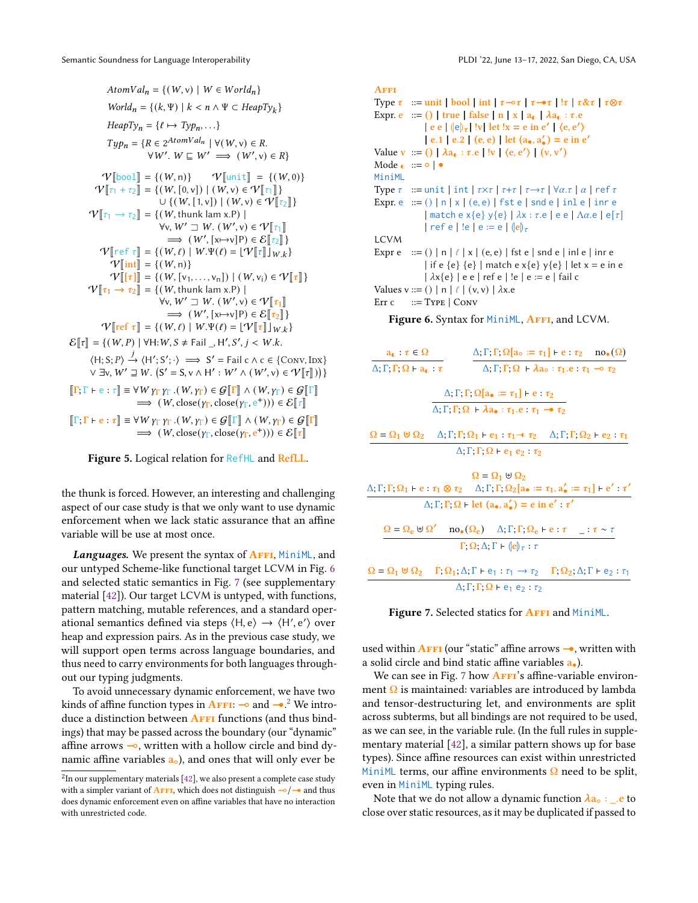$$AtomVal_n = \{(W, v) \mid W \in World_n\}$$

$$World_n = \{(k, \Psi) \mid k < n \wedge \Psi \subset HeapTy_k\}$$

$$HeapTy_n = \{\ell \mapsto Typ_n, \ldots\}$$

$$Typ_n = \{R \in 2^{AtomVal_n} \mid \forall (W, v) \in R.\ \forall W'.\ W \sqsubseteq W' \implies (W', v) \in R\}$$

$$\mathcal{V}[\![\mathsf{bool}]\!] = \{(W, n)\} \qquad \mathcal{V}[\![\mathsf{unit}]\!] = \{(W, 0)\}$$

$$\mathcal{V}[\![\tau_1 + \tau_2]\!] = \{(W, [0, v]) \mid (W, v) \in \mathcal{V}[\![\tau_1]\!]\} \cup \{(W, [1, v]) \mid (W, v) \in \mathcal{V}[\![\tau_2]\!]\}$$

$$\mathcal{V}[\![\tau_1 \to \tau_2]\!] = \{(W, \text{thunk lam x.P}) \mid \forall v, W' \sqsupset W.\ (W', v) \in \mathcal{V}[\![\tau_1]\!] \implies (W', [x{\mapsto}v]P) \in \mathcal{E}[\![\tau_2]\!]\}$$

$$\mathcal{V}[\![\mathsf{ref}\ \tau]\!] = \{(W, \ell) \mid W.\Psi(\ell) = \lfloor \mathcal{V}[\![\tau]\!] \rfloor_{W.k}\}$$

$$\mathcal{V}[\![\mathsf{int}]\!] = \{(W, n)\}$$

$$\mathcal{V}[\![[\tau]]\!] = \{(W, [v_1, \ldots, v_n]) \mid (W, v_i) \in \mathcal{V}[\![\tau]\!]\}$$

$$\mathcal{V}[\![\tau_1 \to \tau_2]\!] = \{(W, \text{thunk lam x.P}) \mid \forall v, W' \sqsupset W.\ (W', v) \in \mathcal{V}[\![\tau_1]\!] \implies (W', [x{\mapsto}v]P) \in \mathcal{E}[\![\tau_2]\!]\}$$

$$\mathcal{V}[\![\mathsf{ref}\ \tau]\!] = \{(W, \ell) \mid W.\Psi(\ell) = \lfloor \mathcal{V}[\![\tau]\!] \rfloor_{W.k}\}$$

$$\mathcal{E}[\![\tau]\!] = \{(W, P) \mid \forall H{:}W, S \neq \mathrm{Fail}\ \_, H', S', j < W.k.\ \langle H; S; P\rangle \xrightarrow{j} \langle H'; S'; \cdot\rangle \implies S' = \mathrm{Fail}\ c \wedge c \in \{\textsc{Conv}, \textsc{Idx}\} \vee \exists v, W' \sqsupseteq W.\ (S' = S, v \wedge H' : W' \wedge (W', v) \in \mathcal{V}[\![\tau]\!])\}$$

$$[\![\Gamma; \Gamma \vdash e : \tau]\!] \equiv \forall W\, \gamma_\Gamma\, \gamma_\Gamma.(W, \gamma_\Gamma) \in \mathcal{G}[\![\Gamma]\!] \wedge (W, \gamma_\Gamma) \in \mathcal{G}[\![\Gamma]\!] \implies (W, \mathrm{close}(\gamma_\Gamma, \mathrm{close}(\gamma_\Gamma, e^+))) \in \mathcal{E}[\![\tau]\!]$$

$$[\![\Gamma; \Gamma \vdash e : \tau]\!] \equiv \forall W\, \gamma_\Gamma\, \gamma_\Gamma.(W, \gamma_\Gamma) \in \mathcal{G}[\![\Gamma]\!] \wedge (W, \gamma_\Gamma) \in \mathcal{G}[\![\Gamma]\!] \implies (W, \mathrm{close}(\gamma_\Gamma, \mathrm{close}(\gamma_\Gamma, e^+))) \in \mathcal{E}[\![\tau]\!]$$

**Figure 5.** Logical relation for RefHL and RefLL.

the thunk is forced. However, an interesting and challenging aspect of our case study is that we only want to use dynamic enforcement when we lack static assurance that an affine variable will be use at most once.

***Languages.*** We present the syntax of Affi, MiniML, and our untyped Scheme-like functional target LCVM in Fig. 6 and selected static semantics in Fig. 7 (see supplementary material [42]). Our target LCVM is untyped, with functions, pattern matching, mutable references, and a standard operational semantics defined via steps $\langle H, e\rangle \to \langle H', e'\rangle$ over heap and expression pairs. As in the previous case study, we will support open terms across language boundaries, and thus need to carry environments for both languages throughout our typing judgments.

To avoid unnecessary dynamic enforcement, we have two kinds of affine function types in Affi: $\multimap$ and $\multimap\!\!\bullet$.[2] We introduce a distinction between Affi functions (and thus bindings) that may be passed across the boundary (our "dynamic" affine arrows $\multimap$, written with a hollow circle and bind dynamic affine variables $a_\circ$), and ones that will only ever be used within Affi (our "static" affine arrows $\multimap\!\!\bullet$, written with a solid circle and bind static affine variables $a_\bullet$).

[2] In our supplementary materials [42], we also present a complete case study with a simpler variant of Affi, which does not distinguish $\multimap / \multimap\!\!\bullet$ and thus does dynamic enforcement even on affine variables that have no interaction with unrestricted code.

**Affi**

Type $\tau$ ::= unit | bool | int | $\tau \multimap \tau$ | $\tau \multimap\!\!\bullet\, \tau$ | $!\tau$ | $\tau \& \tau$ | $\tau \otimes \tau$

Expr. e ::= () | true | false | n | x | $a_◖$ | $\lambda a_◖ : \tau.e$
  | e e | $(\!| e |\!)_\tau$ | !v | let !x = e in e′ | ⟨e, e′⟩
  | e.1 | e.2 | (e, e) | let $(a_\bullet, a'_\bullet)$ = e in e′

Value v ::= () | $\lambda a_◖ : \tau.e$ | !v | ⟨e, e′⟩ | (v, v′)

Mode ◖ ::= ∘ | •

**MiniML**

Type $\tau$ ::= unit | int | $\tau{\times}\tau$ | $\tau{+}\tau$ | $\tau{\to}\tau$ | $\forall\alpha.\tau$ | $\alpha$ | ref $\tau$

Expr. e ::= () | n | x | (e, e) | fst e | snd e | inl e | inr e
  | match e x{e} y{e} | $\lambda x : \tau.e$ | e e | $\Lambda\alpha.e$ | e[$\tau$]
  | ref e | !e | e := e | $(\!| e |\!)_\tau$

**LCVM**

Expr e ::= () | n | $\ell$ | x | (e, e) | fst e | snd e | inl e | inr e
  | if e {e} {e} | match e x{e} y{e} | let x = e in e
  | $\lambda$x{e} | e e | ref e | !e | e := e | fail c

Values v ::= () | n | $\ell$ | (v, v) | $\lambda$x.e

Err c ::= Type | Conv

**Figure 6.** Syntax for MiniML, Affi, and LCVM.

$$\frac{a_◖ : \tau \in \Omega}{\Delta; \Gamma; \Gamma; \Omega \vdash a_◖ : \tau} \qquad \frac{\Delta; \Gamma; \Gamma; \Omega[a_\circ := \tau_1] \vdash e : \tau_2 \quad \mathrm{no}_\bullet(\Omega)}{\Delta; \Gamma; \Gamma; \Omega \vdash \lambda a_\circ : \tau_1.e : \tau_1 \multimap \tau_2}$$

$$\frac{\Delta; \Gamma; \Gamma; \Omega[a_\bullet := \tau_1] \vdash e : \tau_2}{\Delta; \Gamma; \Gamma; \Omega \vdash \lambda a_\bullet : \tau_1.e : \tau_1 \multimap\!\!\bullet\, \tau_2}$$

$$\frac{\Omega = \Omega_1 \uplus \Omega_2 \quad \Delta; \Gamma; \Gamma; \Omega_1 \vdash e_1 : \tau_1 \multimap\!◖\, \tau_2 \quad \Delta; \Gamma; \Gamma; \Omega_2 \vdash e_2 : \tau_1}{\Delta; \Gamma; \Gamma; \Omega \vdash e_1\ e_2 : \tau_2}$$

$$\frac{\Omega = \Omega_1 \uplus \Omega_2 \quad \Delta; \Gamma; \Gamma; \Omega_1 \vdash e : \tau_1 \otimes \tau_2 \quad \Delta; \Gamma; \Gamma; \Omega_2[a_\bullet := \tau_1, a'_\bullet := \tau_1] \vdash e' : \tau'}{\Delta; \Gamma; \Gamma; \Omega \vdash \mathsf{let}\ (a_\bullet, a'_\bullet) = e\ \mathsf{in}\ e' : \tau'}$$

$$\frac{\Omega = \Omega_e \uplus \Omega' \quad \mathrm{no}_\bullet(\Omega_e) \quad \Delta; \Gamma; \Gamma; \Omega_e \vdash e : \tau \quad \_ : \tau \sim \tau}{\Gamma; \Omega; \Delta; \Gamma \vdash (\!| e |\!)_\tau : \tau}$$

$$\frac{\Omega = \Omega_1 \uplus \Omega_2 \quad \Gamma; \Omega_1; \Delta; \Gamma \vdash e_1 : \tau_1 \to \tau_2 \quad \Gamma; \Omega_2; \Delta; \Gamma \vdash e_2 : \tau_1}{\Delta; \Gamma; \Gamma; \Omega \vdash e_1\ e_2 : \tau_2}$$

**Figure 7.** Selected statics for Affi and MiniML.

We can see in Fig. 7 how Affi's affine-variable environment $\Omega$ is maintained: variables are introduced by lambda and tensor-destructuring let, and environments are split across subterms, but all bindings are not required to be used, as we can see, in the variable rule. (In the full rules in supplementary material [42], a similar pattern shows up for base types). Since affine resources can exist within unrestricted MiniML terms, our affine environments $\Omega$ need to be split, even in MiniML typing rules.

Note that we do not allow a dynamic function $\lambda a_\circ : \_.e$ to close over static resources, as it may be duplicated if passed to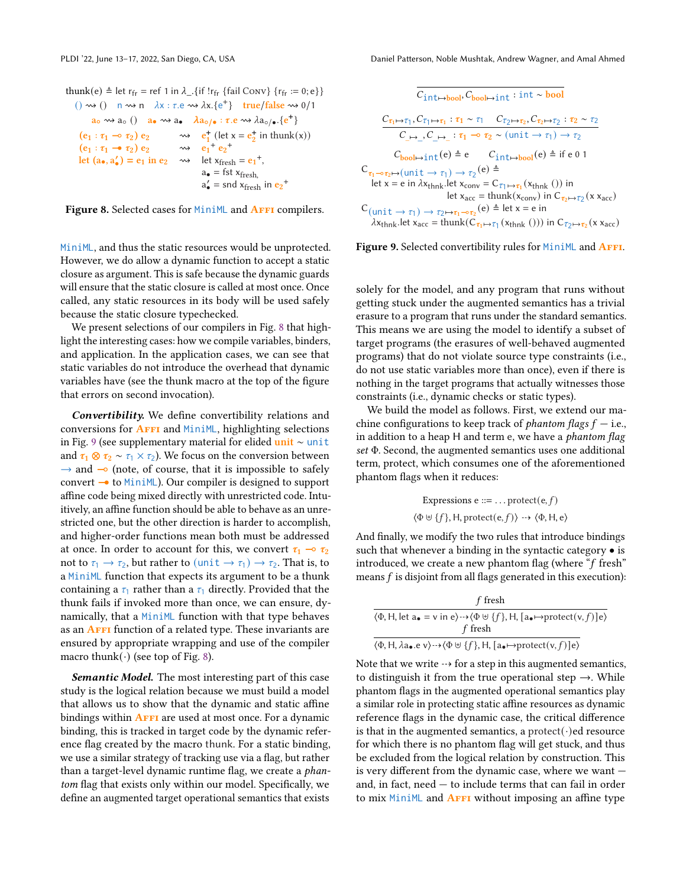$$\text{thunk}(e) \triangleq \text{let } r_{fr} = \text{ref } 1 \text{ in } \lambda\_.\{\text{if } !r_{fr} \text{ \{fail Conv\} } \{r_{fr} := 0; e\}\}$$

$$() \rightsquigarrow () \quad n \rightsquigarrow n \quad \lambda x : \tau.e \rightsquigarrow \lambda x.\{e^+\} \quad \text{true/false} \rightsquigarrow 0/1$$

$$a_\circ \rightsquigarrow a_\circ\ () \quad a_\bullet \rightsquigarrow a_\bullet \quad \lambda a_{\circ/\bullet} : \tau.e \rightsquigarrow \lambda a_{\circ/\bullet}.\{e^+\}$$

$$(e_1 : \tau_1 \multimap \tau_2)\ e_2 \rightsquigarrow e_1^+\ (\text{let } x = e_2^+ \text{ in thunk}(x))$$

$$(e_1 : \tau_1 \multimap_\bullet \tau_2)\ e_2 \rightsquigarrow e_1^+\ e_2^+$$

$$\text{let } (a_\bullet, a'_\bullet) = e_1 \text{ in } e_2 \rightsquigarrow \text{let } x_{fresh} = e_1^+, a_\bullet = \text{fst } x_{fresh}, a'_\bullet = \text{snd } x_{fresh} \text{ in } e_2^+$$

**Figure 8.** Selected cases for MiniML and Affi compilers.

MiniML, and thus the static resources would be unprotected. However, we do allow a dynamic function to accept a static closure as argument. This is safe because the dynamic guards will ensure that the static closure is called at most once. Once called, any static resources in its body will be used safely because the static closure typechecked.

We present selections of our compilers in Fig. 8 that highlight the interesting cases: how we compile variables, binders, and application. In the application cases, we can see that static variables do not introduce the overhead that dynamic variables have (see the thunk macro at the top of the figure that errors on second invocation).

***Convertibility.*** We define convertibility relations and conversions for Affi and MiniML, highlighting selections in Fig. 9 (see supplementary material for elided unit ~ unit and $\tau_1 \otimes \tau_2 \sim \tau_1 \times \tau_2$). We focus on the conversion between $\rightarrow$ and $\multimap$ (note, of course, that it is impossible to safely convert $\multimap_\bullet$ to MiniML). Our compiler is designed to support affine code being mixed directly with unrestricted code. Intuitively, an affine function should be able to behave as an unrestricted one, but the other direction is harder to accomplish, and higher-order functions mean both must be addressed at once. In order to account for this, we convert $\tau_1 \multimap \tau_2$ not to $\tau_1 \rightarrow \tau_2$, but rather to $(\text{unit} \rightarrow \tau_1) \rightarrow \tau_2$. That is, to a MiniML function that expects its argument to be a thunk containing a $\tau_1$ rather than a $\tau_1$ directly. Provided that the thunk fails if invoked more than once, we can ensure, dynamically, that a MiniML function with that type behaves as an Affi function of a related type. These invariants are ensured by appropriate wrapping and use of the compiler macro thunk$(\cdot)$ (see top of Fig. 8).

***Semantic Model.*** The most interesting part of this case study is the logical relation because we must build a model that allows us to show that the dynamic and static affine bindings within Affi are used at most once. For a dynamic binding, this is tracked in target code by the dynamic reference flag created by the macro thunk. For a static binding, we use a similar strategy of tracking use via a flag, but rather than a target-level dynamic runtime flag, we create a *phantom* flag that exists only within our model. Specifically, we define an augmented target operational semantics that exists

$$\overline{C_{\text{int}\mapsto\text{bool}}, C_{\text{bool}\mapsto\text{int}} : \text{int} \sim \text{bool}}$$

$$\frac{C_{\tau_1\mapsto\tau_1}, C_{\tau_1\mapsto\tau_1} : \tau_1 \sim \tau_1 \qquad C_{\tau_2\mapsto\tau_2}, C_{\tau_2\mapsto\tau_2} : \tau_2 \sim \tau_2}{C_{\_\mapsto\_}, C_{\_\mapsto\_} : \tau_1 \multimap \tau_2 \sim (\text{unit} \rightarrow \tau_1) \rightarrow \tau_2}$$

$$C_{\text{bool}\mapsto\text{int}}(e) \triangleq e \qquad C_{\text{int}\mapsto\text{bool}}(e) \triangleq \text{if } e\ 0\ 1$$

$$C_{\tau_1\multimap\tau_2\mapsto(\text{unit}\rightarrow\tau_1)\rightarrow\tau_2}(e) \triangleq \text{let } x = e \text{ in } \lambda x_{thnk}.\text{let } x_{conv} = C_{\tau_1\mapsto\tau_1}(x_{thnk}\ ()) \text{ in let } x_{acc} = \text{thunk}(x_{conv}) \text{ in } C_{\tau_2\mapsto\tau_2}(x\ x_{acc})$$

$$C_{(\text{unit}\rightarrow\tau_1)\rightarrow\tau_2\mapsto\tau_1\multimap\tau_2}(e) \triangleq \text{let } x = e \text{ in } \lambda x_{thnk}.\text{let } x_{acc} = \text{thunk}(C_{\tau_1\mapsto\tau_1}(x_{thnk}\ ())) \text{ in } C_{\tau_2\mapsto\tau_2}(x\ x_{acc})$$

**Figure 9.** Selected convertibility rules for MiniML and Affi.

solely for the model, and any program that runs without getting stuck under the augmented semantics has a trivial erasure to a program that runs under the standard semantics. This means we are using the model to identify a subset of target programs (the erasures of well-behaved augmented programs) that do not violate source type constraints (i.e., do not use static variables more than once), even if there is nothing in the target programs that actually witnesses those constraints (i.e., dynamic checks or static types).

We build the model as follows. First, we extend our machine configurations to keep track of *phantom flags* $f$ — i.e., in addition to a heap H and term e, we have a *phantom flag set* $\Phi$. Second, the augmented semantics uses one additional term, protect, which consumes one of the aforementioned phantom flags when it reduces:

$$\text{Expressions } e ::= \ldots \text{protect}(e, f)$$

$$\langle \Phi \uplus \{f\}, H, \text{protect}(e, f)\rangle \dashrightarrow \langle \Phi, H, e\rangle$$

And finally, we modify the two rules that introduce bindings such that whenever a binding in the syntactic category $\bullet$ is introduced, we create a new phantom flag (where "$f$ fresh" means $f$ is disjoint from all flags generated in this execution):

$$\frac{f \text{ fresh}}{\langle \Phi, H, \text{let } a_\bullet = v \text{ in } e\rangle \dashrightarrow \langle \Phi \uplus \{f\}, H, [a_\bullet \mapsto \text{protect}(v, f)]e\rangle}$$

$$\frac{f \text{ fresh}}{\langle \Phi, H, \lambda a_\bullet.e\ v\rangle \dashrightarrow \langle \Phi \uplus \{f\}, H, [a_\bullet \mapsto \text{protect}(v, f)]e\rangle}$$

Note that we write $\dashrightarrow$ for a step in this augmented semantics, to distinguish it from the true operational step $\rightarrow$. While phantom flags in the augmented operational semantics play a similar role in protecting static affine resources as dynamic reference flags in the dynamic case, the critical difference is that in the augmented semantics, a protect$(\cdot)$ed resource for which there is no phantom flag will get stuck, and thus be excluded from the logical relation by construction. This is very different from the dynamic case, where we want — and, in fact, need — to include terms that can fail in order to mix MiniML and Affi without imposing an affine type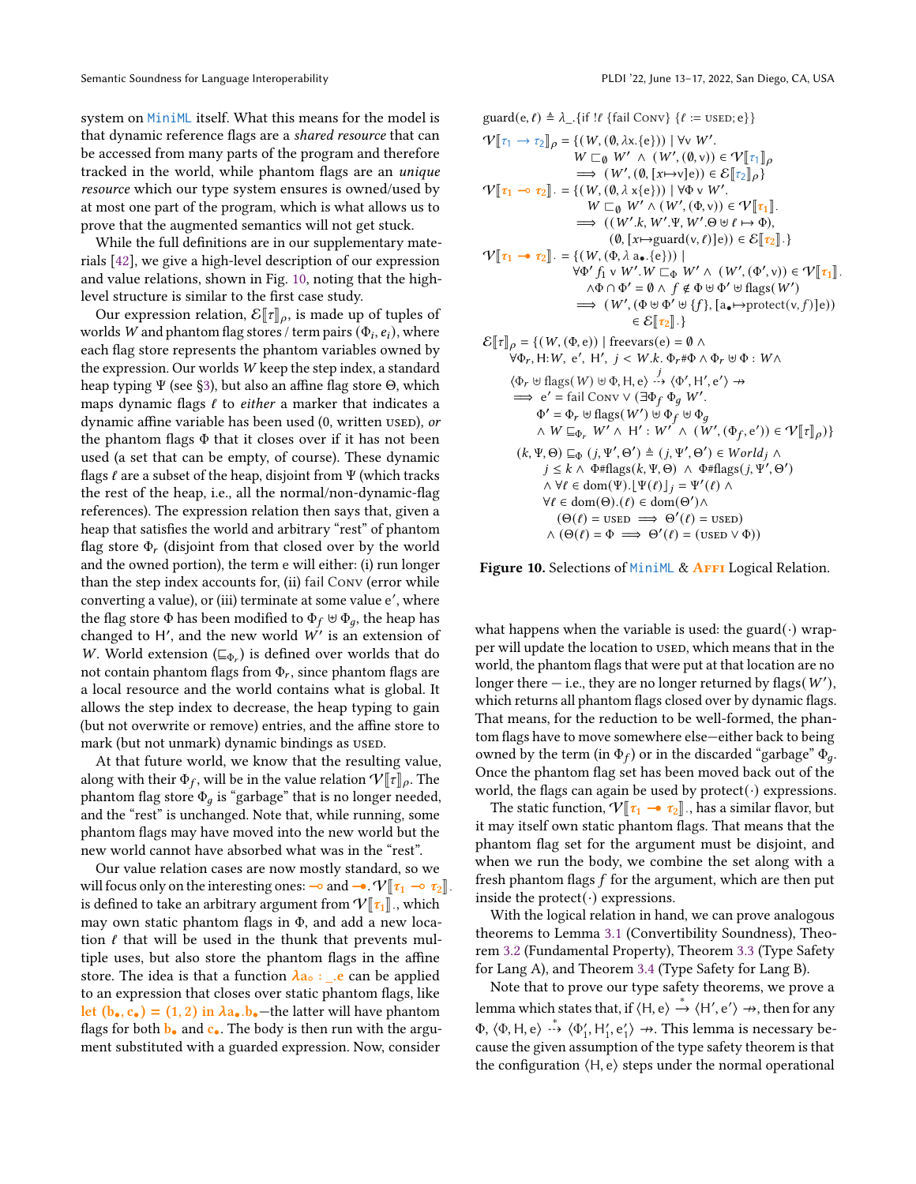system on MiniML itself. What this means for the model is that dynamic reference flags are a *shared resource* that can be accessed from many parts of the program and therefore tracked in the world, while phantom flags are an *unique resource* which our type system ensures is owned/used by at most one part of the program, which is what allows us to prove that the augmented semantics will not get stuck.

While the full definitions are in our supplementary materials [42], we give a high-level description of our expression and value relations, shown in Fig. 10, noting that the high-level structure is similar to the first case study.

Our expression relation, $\mathcal{E}[\![\tau]\!]_\rho$, is made up of tuples of worlds $W$ and phantom flag stores / term pairs $(\Phi_i, e_i)$, where each flag store represents the phantom variables owned by the expression. Our worlds $W$ keep the step index, a standard heap typing $\Psi$ (see §3), but also an affine flag store $\Theta$, which maps dynamic flags $\ell$ to *either* a marker that indicates a dynamic affine variable has been used (0, written USED), *or* the phantom flags $\Phi$ that it closes over if it has not been used (a set that can be empty, of course). These dynamic flags $\ell$ are a subset of the heap, disjoint from $\Psi$ (which tracks the rest of the heap, i.e., all the normal/non-dynamic-flag references). The expression relation then says that, given a heap that satisfies the world and arbitrary "rest" of phantom flag store $\Phi_r$ (disjoint from that closed over by the world and the owned portion), the term e will either: (i) run longer than the step index accounts for, (ii) fail Conv (error while converting a value), or (iii) terminate at some value e′, where the flag store $\Phi$ has been modified to $\Phi_f \uplus \Phi_g$, the heap has changed to H′, and the new world $W'$ is an extension of $W$. World extension ($\sqsubseteq_{\Phi_r}$) is defined over worlds that do not contain phantom flags from $\Phi_r$, since phantom flags are a local resource and the world contains what is global. It allows the step index to decrease, the heap typing to gain (but not overwrite or remove) entries, and the affine store to mark (but not unmark) dynamic bindings as USED.

At that future world, we know that the resulting value, along with their $\Phi_f$, will be in the value relation $\mathcal{V}[\![\tau]\!]_\rho$. The phantom flag store $\Phi_g$ is "garbage" that is no longer needed, and the "rest" is unchanged. Note that, while running, some phantom flags may have moved into the new world but the new world cannot have absorbed what was in the "rest".

Our value relation cases are now mostly standard, so we will focus only on the interesting ones: $\multimap$ and $\bullet\!\!\!\multimap$. $\mathcal{V}[\![\tau_1 \multimap \tau_2]\!]_\cdot$ is defined to take an arbitrary argument from $\mathcal{V}[\![\tau_1]\!]_\cdot$, which may own static phantom flags in $\Phi$, and add a new location $\ell$ that will be used in the thunk that prevents multiple uses, but also store the phantom flags in the affine store. The idea is that a function $\lambda a_\circ : \_.e$ can be applied to an expression that closes over static phantom flags, like let $(b_\bullet, c_\bullet) = (1, 2)$ in $\lambda a_\bullet.b_\bullet$—the latter will have phantom flags for both $b_\bullet$ and $c_\bullet$. The body is then run with the argument substituted with a guarded expression. Now, consider

$$
\begin{aligned}
&\mathrm{guard}(e,\ell) \triangleq \lambda\_.\{\text{if } !\ell\ \{\text{fail Conv}\}\ \{\ell := \text{USED}; e\}\}\\
&\mathcal{V}[\![\tau_1 \to \tau_2]\!]_\rho = \{(W, (\emptyset, \lambda x.\{e\})) \mid \forall v\ W'.\\
&\qquad W \sqsubset_\emptyset W' \ \wedge\ (W', (\emptyset, v)) \in \mathcal{V}[\![\tau_1]\!]_\rho\\
&\qquad \implies (W', (\emptyset, [x\mapsto v]e)) \in \mathcal{E}[\![\tau_2]\!]_\rho\}\\
&\mathcal{V}[\![\tau_1 \multimap \tau_2]\!]_\cdot = \{(W, (\emptyset, \lambda\, x\{e\})) \mid \forall \Phi\ v\ W'.\\
&\qquad W \sqsubset_\emptyset W' \wedge (W', (\Phi, v)) \in \mathcal{V}[\![\tau_1]\!]_\cdot\\
&\qquad \implies ((W'.k, W'.\Psi, W'.\Theta \uplus \ell \mapsto \Phi),\\
&\qquad\qquad (\emptyset, [x\mapsto \mathrm{guard}(v,\ell)]e)) \in \mathcal{E}[\![\tau_2]\!]_\cdot\}\\
&\mathcal{V}[\![\tau_1 \bullet\!\!\multimap \tau_2]\!]_\cdot = \{(W, (\Phi, \lambda\, a_\bullet.\{e\})) \mid\\
&\qquad \forall \Phi'\ f_1\ v\ W'.W \sqsubset_\Phi W' \wedge\ (W', (\Phi', v)) \in \mathcal{V}[\![\tau_1]\!]_\cdot\\
&\qquad \wedge \Phi \cap \Phi' = \emptyset \wedge\ f \notin \Phi \uplus \Phi' \uplus \mathrm{flags}(W')\\
&\qquad \implies (W', (\Phi \uplus \Phi' \uplus \{f\}, [a_\bullet \mapsto \mathrm{protect}(v, f)]e))\\
&\qquad\qquad \in \mathcal{E}[\![\tau_2]\!]_\cdot\}\\
&\mathcal{E}[\![\tau]\!]_\rho = \{(W, (\Phi, e)) \mid \mathrm{freevars}(e) = \emptyset\ \wedge\\
&\qquad \forall \Phi_r, \mathrm{H}{:}W,\ e',\ \mathrm{H}',\ j < W.k.\ \Phi_r \# \Phi \wedge \Phi_r \uplus \Phi : W \wedge\\
&\qquad \langle \Phi_r \uplus \mathrm{flags}(W) \uplus \Phi, \mathrm{H}, e\rangle \overset{j}{\dashrightarrow} \langle \Phi', \mathrm{H}', e'\rangle \nrightarrow\\
&\qquad \implies e' = \text{fail Conv} \vee (\exists \Phi_f\ \Phi_g\ W'.\\
&\qquad\qquad \Phi' = \Phi_r \uplus \mathrm{flags}(W') \uplus \Phi_f \uplus \Phi_g\\
&\qquad\qquad \wedge\ W \sqsubseteq_{\Phi_r} W' \wedge\ \mathrm{H}' : W' \ \wedge\ (W', (\Phi_f, e')) \in \mathcal{V}[\![\tau]\!]_\rho)\}\\
&(k, \Psi, \Theta) \sqsubseteq_\Phi (j, \Psi', \Theta') \triangleq (j, \Psi', \Theta') \in World_j\ \wedge\\
&\qquad j \le k\ \wedge\ \Phi \# \mathrm{flags}(k, \Psi, \Theta)\ \wedge\ \Phi \# \mathrm{flags}(j, \Psi', \Theta')\\
&\qquad \wedge \forall \ell \in \mathrm{dom}(\Psi).\lfloor \Psi(\ell) \rfloor_j = \Psi'(\ell)\ \wedge\\
&\qquad \forall \ell \in \mathrm{dom}(\Theta).(\ell) \in \mathrm{dom}(\Theta') \wedge\\
&\qquad\qquad (\Theta(\ell) = \text{USED} \implies \Theta'(\ell) = \text{USED})\\
&\qquad \wedge (\Theta(\ell) = \Phi \implies \Theta'(\ell) = (\text{USED} \vee \Phi))
\end{aligned}
$$

**Figure 10.** Selections of MiniML & Affi Logical Relation.

what happens when the variable is used: the guard(·) wrapper will update the location to USED, which means that in the world, the phantom flags that were put at that location are no longer there — i.e., they are no longer returned by flags($W'$), which returns all phantom flags closed over by dynamic flags. That means, for the reduction to be well-formed, the phantom flags have to move somewhere else—either back to being owned by the term (in $\Phi_f$) or in the discarded "garbage" $\Phi_g$. Once the phantom flag set has been moved back out of the world, the flags can again be used by protect(·) expressions.

The static function, $\mathcal{V}[\![\tau_1 \bullet\!\!\multimap \tau_2]\!]_\cdot$, has a similar flavor, but it may itself own static phantom flags. That means that the phantom flag set for the argument must be disjoint, and when we run the body, we combine the set along with a fresh phantom flags $f$ for the argument, which are then put inside the protect(·) expressions.

With the logical relation in hand, we can prove analogous theorems to Lemma 3.1 (Convertibility Soundness), Theorem 3.2 (Fundamental Property), Theorem 3.3 (Type Safety for Lang A), and Theorem 3.4 (Type Safety for Lang B).

Note that to prove our type safety theorems, we prove a lemma which states that, if $\langle \mathrm{H}, e\rangle \overset{*}{\to} \langle \mathrm{H}', e'\rangle \nrightarrow$, then for any $\Phi$, $\langle \Phi, \mathrm{H}, e\rangle \overset{*}{\dashrightarrow} \langle \Phi_1', \mathrm{H}_1', e_1'\rangle \nrightarrow$. This lemma is necessary because the given assumption of the type safety theorem is that the configuration $\langle \mathrm{H}, e\rangle$ steps under the normal operational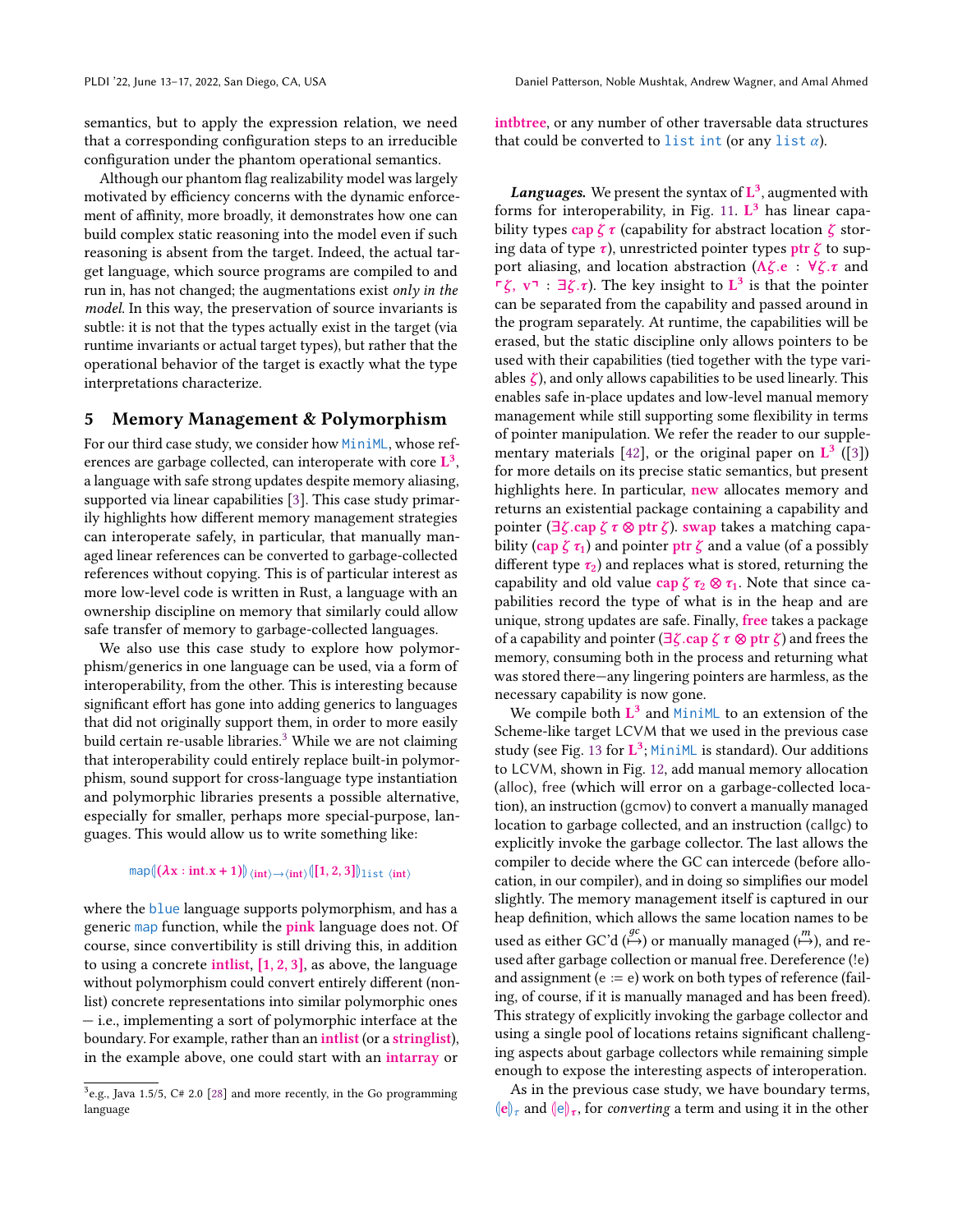semantics, but to apply the expression relation, we need that a corresponding configuration steps to an irreducible configuration under the phantom operational semantics.

Although our phantom flag realizability model was largely motivated by efficiency concerns with the dynamic enforcement of affinity, more broadly, it demonstrates how one can build complex static reasoning into the model even if such reasoning is absent from the target. Indeed, the actual target language, which source programs are compiled to and run in, has not changed; the augmentations exist *only in the model*. In this way, the preservation of source invariants is subtle: it is not that the types actually exist in the target (via runtime invariants or actual target types), but rather that the operational behavior of the target is exactly what the type interpretations characterize.

## 5 Memory Management & Polymorphism

For our third case study, we consider how MiniML, whose references are garbage collected, can interoperate with core $\mathbf{L^3}$, a language with safe strong updates despite memory aliasing, supported via linear capabilities [3]. This case study primarily highlights how different memory management strategies can interoperate safely, in particular, that manually managed linear references can be converted to garbage-collected references without copying. This is of particular interest as more low-level code is written in Rust, a language with an ownership discipline on memory that similarly could allow safe transfer of memory to garbage-collected languages.

We also use this case study to explore how polymorphism/generics in one language can be used, via a form of interoperability, from the other. This is interesting because significant effort has gone into adding generics to languages that did not originally support them, in order to more easily build certain re-usable libraries.[3] While we are not claiming that interoperability could entirely replace built-in polymorphism, sound support for cross-language type instantiation and polymorphic libraries presents a possible alternative, especially for smaller, perhaps more special-purpose, languages. This would allow us to write something like:

$$\mathtt{map}(\!(\lambda \mathbf{x} : \mathbf{int}.\mathbf{x} + \mathbf{1})\!)_{\langle \mathbf{int} \rangle \to \langle \mathbf{int} \rangle} (\!(\mathbf{[1, 2, 3]})\!)_{\mathtt{list}\ \langle \mathbf{int} \rangle}$$

where the blue language supports polymorphism, and has a generic map function, while the **pink** language does not. Of course, since convertibility is still driving this, in addition to using a concrete **intlist**, **[1, 2, 3]**, as above, the language without polymorphism could convert entirely different (non-list) concrete representations into similar polymorphic ones — i.e., implementing a sort of polymorphic interface at the boundary. For example, rather than an **intlist** (or a **stringlist**), in the example above, one could start with an **intarray** or **intbtree**, or any number of other traversable data structures that could be converted to `list int` (or any `list` $\alpha$).

***Languages.*** We present the syntax of $\mathbf{L^3}$, augmented with forms for interoperability, in Fig. 11. $\mathbf{L^3}$ has linear capability types $\mathbf{cap}\ \zeta\ \tau$ (capability for abstract location $\zeta$ storing data of type $\tau$), unrestricted pointer types $\mathbf{ptr}\ \zeta$ to support aliasing, and location abstraction ($\Lambda\zeta.\mathbf{e} : \forall\zeta.\tau$ and $\ulcorner\zeta, \mathbf{v}\urcorner : \exists\zeta.\tau$). The key insight to $\mathbf{L^3}$ is that the pointer can be separated from the capability and passed around in the program separately. At runtime, the capabilities will be erased, but the static discipline only allows pointers to be used with their capabilities (tied together with the type variables $\zeta$), and only allows capabilities to be used linearly. This enables safe in-place updates and low-level manual memory management while still supporting some flexibility in terms of pointer manipulation. We refer the reader to our supplementary materials [42], or the original paper on $\mathbf{L^3}$ ([3]) for more details on its precise static semantics, but present highlights here. In particular, **new** allocates memory and returns an existential package containing a capability and pointer ($\exists\zeta.\mathbf{cap}\ \zeta\ \tau \otimes \mathbf{ptr}\ \zeta$). **swap** takes a matching capability ($\mathbf{cap}\ \zeta\ \tau_1$) and pointer $\mathbf{ptr}\ \zeta$ and a value (of a possibly different type $\tau_2$) and replaces what is stored, returning the capability and old value $\mathbf{cap}\ \zeta\ \tau_2 \otimes \tau_1$. Note that since capabilities record the type of what is in the heap and are unique, strong updates are safe. Finally, **free** takes a package of a capability and pointer ($\exists\zeta.\mathbf{cap}\ \zeta\ \tau \otimes \mathbf{ptr}\ \zeta$) and frees the memory, consuming both in the process and returning what was stored there—any lingering pointers are harmless, as the necessary capability is now gone.

We compile both $\mathbf{L^3}$ and MiniML to an extension of the Scheme-like target LCVM that we used in the previous case study (see Fig. 13 for $\mathbf{L^3}$; MiniML is standard). Our additions to LCVM, shown in Fig. 12, add manual memory allocation (alloc), free (which will error on a garbage-collected location), an instruction (gcmov) to convert a manually managed location to garbage collected, and an instruction (callgc) to explicitly invoke the garbage collector. The last allows the compiler to decide where the GC can intercede (before allocation, in our compiler), and in doing so simplifies our model slightly. The memory management itself is captured in our heap definition, which allows the same location names to be used as either GC'd ($\overset{gc}{\mapsto}$) or manually managed ($\overset{m}{\mapsto}$), and reused after garbage collection or manual free. Dereference (!e) and assignment (e := e) work on both types of reference (failing, of course, if it is manually managed and has been freed). This strategy of explicitly invoking the garbage collector and using a single pool of locations retains significant challenging aspects about garbage collectors while remaining simple enough to expose the interesting aspects of interoperation.

As in the previous case study, we have boundary terms, $(\!(\mathbf{e})\!)_\tau$ and $(\!(\mathbf{e})\!)_{\boldsymbol{\tau}}$, for *converting* a term and using it in the other

---

[3] e.g., Java 1.5/5, C# 2.0 [28] and more recently, in the Go programming language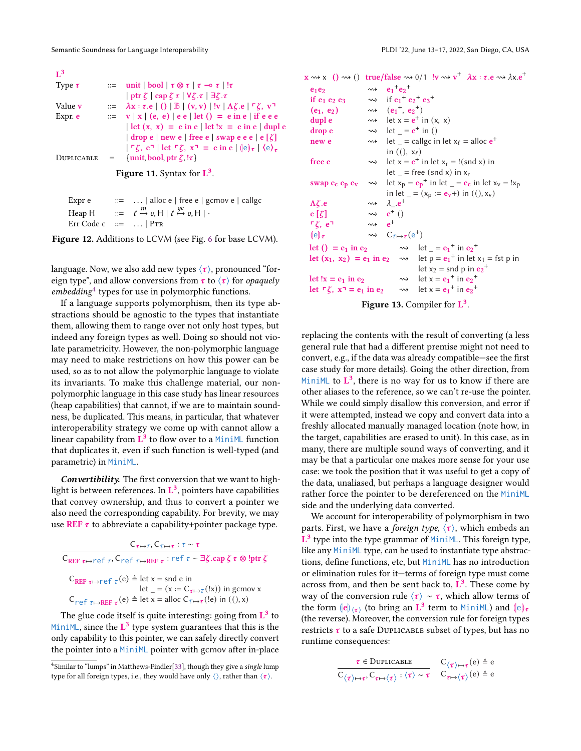$\mathbf{L^3}$

$$
\begin{array}{lll}
\text{Type } \tau & ::= & \text{unit} \mid \text{bool} \mid \tau \otimes \tau \mid \tau \multimap \tau \mid !\tau \\
& & \mid \text{ptr } \zeta \mid \text{cap } \zeta\ \tau \mid \forall \zeta.\tau \mid \exists \zeta.\tau \\
\text{Value } v & ::= & \lambda x:\tau.e \mid () \mid \mathbb{B} \mid (v, v) \mid !v \mid \Lambda\zeta.e \mid \ulcorner \zeta,\ v \urcorner \\
\text{Expr. } e & ::= & v \mid x \mid (e,\ e) \mid e\ e \mid \text{let } () = e \text{ in } e \mid \text{if } e\ e\ e \\
& & \mid \text{let } (x,\ x) = e \text{ in } e \mid \text{let } !x = e \text{ in } e \mid \text{dupl } e \\
& & \mid \text{drop } e \mid \text{new } e \mid \text{free } e \mid \text{swap } e\ e\ e \mid e\ [\zeta] \\
& & \mid \ulcorner \zeta,\ e \urcorner \mid \text{let } \ulcorner \zeta,\ x \urcorner = e \text{ in } e \mid (\!| e |\!)_\tau \mid \langle e \rangle_\tau \\
\textsc{Duplicable} & = & \{\text{unit}, \text{bool}, \text{ptr } \zeta, !\tau\}
\end{array}
$$

**Figure 11.** Syntax for $\mathbf{L^3}$.

$$
\begin{array}{lll}
\text{Expr e} & ::= & \ldots \mid \text{alloc e} \mid \text{free e} \mid \text{gcmov e} \mid \text{callgc} \\
\text{Heap H} & ::= & \ell \overset{m}{\mapsto} v, H \mid \ell \overset{gc}{\mapsto} v, H \mid \cdot \\
\text{Err Code c} & ::= & \ldots \mid \textsc{Ptr}
\end{array}
$$

**Figure 12.** Additions to LCVM (see Fig. 6 for base LCVM).

language. Now, we also add new types $\langle\tau\rangle$, pronounced "foreign type", and allow conversions from $\tau$ to $\langle\tau\rangle$ for *opaquely embedding*[4] types for use in polymorphic functions.

If a language supports polymorphism, then its type abstractions should be agnostic to the types that instantiate them, allowing them to range over not only host types, but indeed any foreign types as well. Doing so should not violate parametricity. However, the non-polymorphic language may need to make restrictions on how this power can be used, so as to not allow the polymorphic language to violate its invariants. To make this challenge material, our non-polymorphic language in this case study has linear resources (heap capabilities) that cannot, if we are to maintain soundness, be duplicated. This means, in particular, that whatever interoperability strategy we come up with cannot allow a linear capability from $\mathbf{L^3}$ to flow over to a MiniML function that duplicates it, even if such function is well-typed (and parametric) in MiniML.

***Convertibility.*** The first conversion that we want to highlight is between references. In $\mathbf{L^3}$, pointers have capabilities that convey ownership, and thus to convert a pointer we also need the corresponding capability. For brevity, we may use $\mathbf{REF}\ \tau$ to abbreviate a capability+pointer package type.

$$
\frac{C_{\tau\mapsto\tau}, C_{\tau\mapsto\tau} : \tau \sim \tau}{C_{\mathbf{REF}\ \tau\mapsto \text{ref}\ \tau}, C_{\text{ref}\ \tau\mapsto \mathbf{REF}\ \tau} : \text{ref}\ \tau \sim \exists\zeta.\text{cap}\ \zeta\ \tau \otimes !\text{ptr}\ \zeta}
$$

$$
\begin{array}{l}
C_{\mathbf{REF}\ \tau\mapsto\text{ref}\ \tau}(e) \triangleq \text{let } x = \text{snd e in} \\
\qquad\qquad\qquad\quad \text{let } \_ = (x := C_{\tau\mapsto\tau}(!x)) \text{ in gcmov } x \\
C_{\text{ref}\ \tau\mapsto\mathbf{REF}\ \tau}(e) \triangleq \text{let } x = \text{alloc } C_{\tau\mapsto\tau}(!e) \text{ in } ((), x)
\end{array}
$$

The glue code itself is quite interesting: going from $\mathbf{L^3}$ to MiniML, since the $\mathbf{L^3}$ type system guarantees that this is the only capability to this pointer, we can safely directly convert the pointer into a MiniML pointer with gcmov after in-place replacing the contents with the result of converting (a less general rule that had a different premise might not need to convert, e.g., if the data was already compatible—see the first case study for more details). Going the other direction, from MiniML to $\mathbf{L^3}$, there is no way for us to know if there are other aliases to the reference, so we can't re-use the pointer. While we could simply disallow this conversion, and error if it were attempted, instead we copy and convert data into a freshly allocated manually managed location (note how, in the target, capabilities are erased to unit). In this case, as in many, there are multiple sound ways of converting, and it may be that a particular one makes more sense for your use case: we took the position that it was useful to get a copy of the data, unaliased, but perhaps a language designer would rather force the pointer to be dereferenced on the MiniML side and the underlying data converted.

$$
\begin{array}{lll}
x \rightsquigarrow x \quad () \rightsquigarrow () \quad \text{true/false} \rightsquigarrow 0/1 \quad !v \rightsquigarrow v^+ \quad \lambda x:\tau.e \rightsquigarrow \lambda x.e^+ \\
e_1 e_2 & \rightsquigarrow & e_1{}^+ e_2{}^+ \\
\text{if } e_1\ e_2\ e_3 & \rightsquigarrow & \text{if } e_1{}^+\ e_2{}^+\ e_3{}^+ \\
(e_1,\ e_2) & \rightsquigarrow & (e_1{}^+,\ e_2{}^+) \\
\text{dupl } e & \rightsquigarrow & \text{let } x = e^+ \text{ in } (x,\ x) \\
\text{drop } e & \rightsquigarrow & \text{let } \_ = e^+ \text{ in } () \\
\text{new } e & \rightsquigarrow & \text{let } \_ = \text{callgc in let } x_\ell = \text{alloc } e^+ \\
& & \text{in } ((),\ x_\ell) \\
\text{free } e & \rightsquigarrow & \text{let } x = e^+ \text{ in let } x_r = !(\text{snd } x) \text{ in} \\
& & \text{let } \_ = \text{free (snd x) in } x_r \\
\text{swap } e_c\ e_p\ e_v & \rightsquigarrow & \text{let } x_p = e_p{}^+ \text{ in let } \_ = e_c \text{ in let } x_v = !x_p \\
& & \text{in let } \_ = (x_p := e_v +) \text{ in } ((), x_v) \\
\Lambda\zeta.e & \rightsquigarrow & \lambda\_.e^+ \\
e\ [\zeta] & \rightsquigarrow & e^+\ () \\
\ulcorner\zeta,\ e\urcorner & \rightsquigarrow & e^+ \\
(\!| e |\!)_\tau & \rightsquigarrow & C_{\tau\mapsto\tau}(e^+) \\
\text{let } () = e_1 \text{ in } e_2 & \rightsquigarrow & \text{let } \_ = e_1{}^+ \text{ in } e_2{}^+ \\
\text{let } (x_1,\ x_2) = e_1 \text{ in } e_2 & \rightsquigarrow & \text{let } p = e_1{}^+ \text{ in let } x_1 = \text{fst p in} \\
& & \text{let } x_2 = \text{snd p in } e_2{}^+ \\
\text{let } !x = e_1 \text{ in } e_2 & \rightsquigarrow & \text{let } x = e_1{}^+ \text{ in } e_2{}^+ \\
\text{let } \ulcorner\zeta,\ x\urcorner = e_1 \text{ in } e_2 & \rightsquigarrow & \text{let } x = e_1{}^+ \text{ in } e_2{}^+
\end{array}
$$

**Figure 13.** Compiler for $\mathbf{L^3}$.

We account for interoperability of polymorphism in two parts. First, we have a *foreign type*, $\langle\tau\rangle$, which embeds an $\mathbf{L^3}$ type into the type grammar of MiniML. This foreign type, like any MiniML type, can be used to instantiate type abstractions, define functions, etc, but MiniML has no introduction or elimination rules for it—terms of foreign type must come across from, and then be sent back to, $\mathbf{L^3}$. These come by way of the conversion rule $\langle\tau\rangle \sim \tau$, which allow terms of the form $(\!| e |\!)_{\langle\tau\rangle}$ (to bring an $\mathbf{L^3}$ term to MiniML) and $(\!| e |\!)_\tau$ (the reverse). Moreover, the conversion rule for foreign types restricts $\tau$ to a safe $\textsc{Duplicable}$ subset of types, but has no runtime consequences:

$$
\frac{\tau \in \textsc{Duplicable}}{C_{\langle\tau\rangle\mapsto\tau}, C_{\tau\mapsto\langle\tau\rangle} : \langle\tau\rangle \sim \tau}
\qquad
\begin{array}{l}
C_{\langle\tau\rangle\mapsto\tau}(e) \triangleq e \\
C_{\tau\mapsto\langle\tau\rangle}(e) \triangleq e
\end{array}
$$

[4] Similar to "lumps" in Matthews-Findler[33], though they give a *single* lump type for all foreign types, i.e., they would have only $\langle\rangle$, rather than $\langle\tau\rangle$.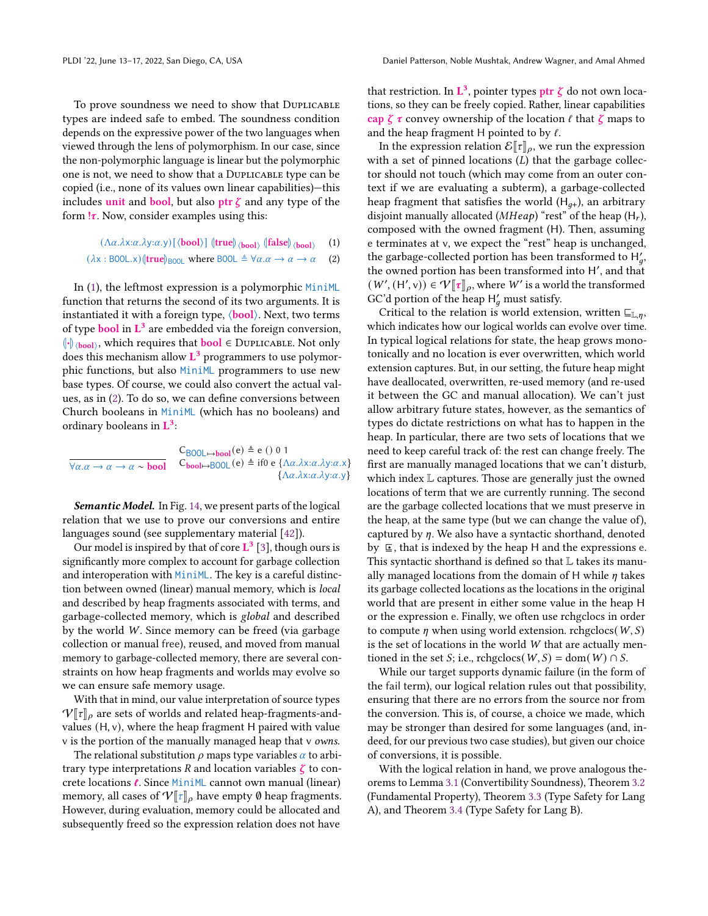To prove soundness we need to show that DUPLICABLE types are indeed safe to embed. The soundness condition depends on the expressive power of the two languages when viewed through the lens of polymorphism. In our case, since the non-polymorphic language is linear but the polymorphic one is not, we need to show that a DUPLICABLE type can be copied (i.e., none of its values own linear capabilities)—this includes **unit** and **bool**, but also **ptr** $\zeta$ and any type of the form $!\tau$. Now, consider examples using this:

$$(\Lambda\alpha.\lambda x{:}\alpha.\lambda y{:}\alpha.y)[\langle \mathbf{bool}\rangle]\ (\!|\mathbf{true}|\!)_{\langle \mathbf{bool}\rangle}\ (\!|\mathbf{false}|\!)_{\langle \mathbf{bool}\rangle} \quad (1)$$

$$(\lambda x : \mathsf{BOOL}.x)(\!|\mathbf{true}|\!)_{\mathsf{BOOL}} \text{ where } \mathsf{BOOL} \triangleq \forall\alpha.\alpha \to \alpha \to \alpha \quad (2)$$

In (1), the leftmost expression is a polymorphic MiniML function that returns the second of its two arguments. It is instantiated it with a foreign type, $\langle \mathbf{bool}\rangle$. Next, two terms of type **bool** in $\mathbf{L^3}$ are embedded via the foreign conversion, $(\!|\cdot|\!)_{\langle \mathbf{bool}\rangle}$, which requires that $\mathbf{bool} \in$ DUPLICABLE. Not only does this mechanism allow $\mathbf{L^3}$ programmers to use polymorphic functions, but also MiniML programmers to use new base types. Of course, we could also convert the actual values, as in (2). To do so, we can define conversions between Church booleans in MiniML (which has no booleans) and ordinary booleans in $\mathbf{L^3}$:

$$\frac{}{\forall\alpha.\alpha \to \alpha \to \alpha \sim \mathbf{bool}} \qquad \begin{array}{l} C_{\mathsf{BOOL}\mapsto\mathbf{bool}}(e) \triangleq e\ ()\ 0\ 1 \\ C_{\mathbf{bool}\mapsto\mathsf{BOOL}}(e) \triangleq \text{if0 } e\ \{\Lambda\alpha.\lambda x{:}\alpha.\lambda y{:}\alpha.x\} \\ \qquad\qquad\qquad\qquad \{\Lambda\alpha.\lambda x{:}\alpha.\lambda y{:}\alpha.y\} \end{array}$$

***Semantic Model.*** In Fig. 14, we present parts of the logical relation that we use to prove our conversions and entire languages sound (see supplementary material [42]).

Our model is inspired by that of core $\mathbf{L^3}$ [3], though ours is significantly more complex to account for garbage collection and interoperation with MiniML. The key is a careful distinction between owned (linear) manual memory, which is *local* and described by heap fragments associated with terms, and garbage-collected memory, which is *global* and described by the world $W$. Since memory can be freed (via garbage collection or manual free), reused, and moved from manual memory to garbage-collected memory, there are several constraints on how heap fragments and worlds may evolve so we can ensure safe memory usage.

With that in mind, our value interpretation of source types $\mathcal{V}[\![\tau]\!]_\rho$ are sets of worlds and related heap-fragments-and-values $(\mathrm{H}, \mathrm{v})$, where the heap fragment H paired with value v is the portion of the manually managed heap that v *owns*.

The relational substitution $\rho$ maps type variables $\alpha$ to arbitrary type interpretations $R$ and location variables $\zeta$ to concrete locations $\ell$. Since MiniML cannot own manual (linear) memory, all cases of $\mathcal{V}[\![\tau]\!]_\rho$ have empty $\emptyset$ heap fragments. However, during evaluation, memory could be allocated and subsequently freed so the expression relation does not have that restriction. In $\mathbf{L^3}$, pointer types **ptr** $\zeta$ do not own locations, so they can be freely copied. Rather, linear capabilities **cap** $\zeta$ $\tau$ convey ownership of the location $\ell$ that $\zeta$ maps to and the heap fragment H pointed to by $\ell$.

In the expression relation $\mathcal{E}[\![\tau]\!]_\rho$, we run the expression with a set of pinned locations ($L$) that the garbage collector should not touch (which may come from an outer context if we are evaluating a subterm), a garbage-collected heap fragment that satisfies the world ($\mathrm{H}_{g+}$), an arbitrary disjoint manually allocated (*MHeap*) "rest" of the heap ($\mathrm{H}_r$), composed with the owned fragment (H). Then, assuming e terminates at v, we expect the "rest" heap is unchanged, the garbage-collected portion has been transformed to $\mathrm{H}'_g$, the owned portion has been transformed into $\mathrm{H}'$, and that $(W', (\mathrm{H}', \mathrm{v})) \in \mathcal{V}[\![\tau]\!]_\rho$, where $W'$ is a world the transformed GC'd portion of the heap $\mathrm{H}'_g$ must satisfy.

Critical to the relation is world extension, written $\sqsubseteq_{\mathbb{L},\eta}$, which indicates how our logical worlds can evolve over time. In typical logical relations for state, the heap grows monotonically and no location is ever overwritten, which world extension captures. But, in our setting, the future heap might have deallocated, overwritten, re-used memory (and re-used it between the GC and manual allocation). We can't just allow arbitrary future states, however, as the semantics of types do dictate restrictions on what has to happen in the heap. In particular, there are two sets of locations that we need to keep careful track of: the rest can change freely. The first are manually managed locations that we can't disturb, which index $\mathbb{L}$ captures. Those are generally just the owned locations of term that we are currently running. The second are the garbage collected locations that we must preserve in the heap, at the same type (but we can change the value of), captured by $\eta$. We also have a syntactic shorthand, denoted by $\underline{\sqsubseteq}$, that is indexed by the heap H and the expressions e. This syntactic shorthand is defined so that $\mathbb{L}$ takes its manually managed locations from the domain of H while $\eta$ takes its garbage collected locations as the locations in the original world that are present in either some value in the heap H or the expression e. Finally, we often use rchgclocs in order to compute $\eta$ when using world extension. $\mathrm{rchgclocs}(W, S)$ is the set of locations in the world $W$ that are actually mentioned in the set $S$; i.e., $\mathrm{rchgclocs}(W, S) = \mathrm{dom}(W) \cap S$.

While our target supports dynamic failure (in the form of the fail term), our logical relation rules out that possibility, ensuring that there are no errors from the source nor from the conversion. This is, of course, a choice we made, which may be stronger than desired for some languages (and, indeed, for our previous two case studies), but given our choice of conversions, it is possible.

With the logical relation in hand, we prove analogous theorems to Lemma 3.1 (Convertibility Soundness), Theorem 3.2 (Fundamental Property), Theorem 3.3 (Type Safety for Lang A), and Theorem 3.4 (Type Safety for Lang B).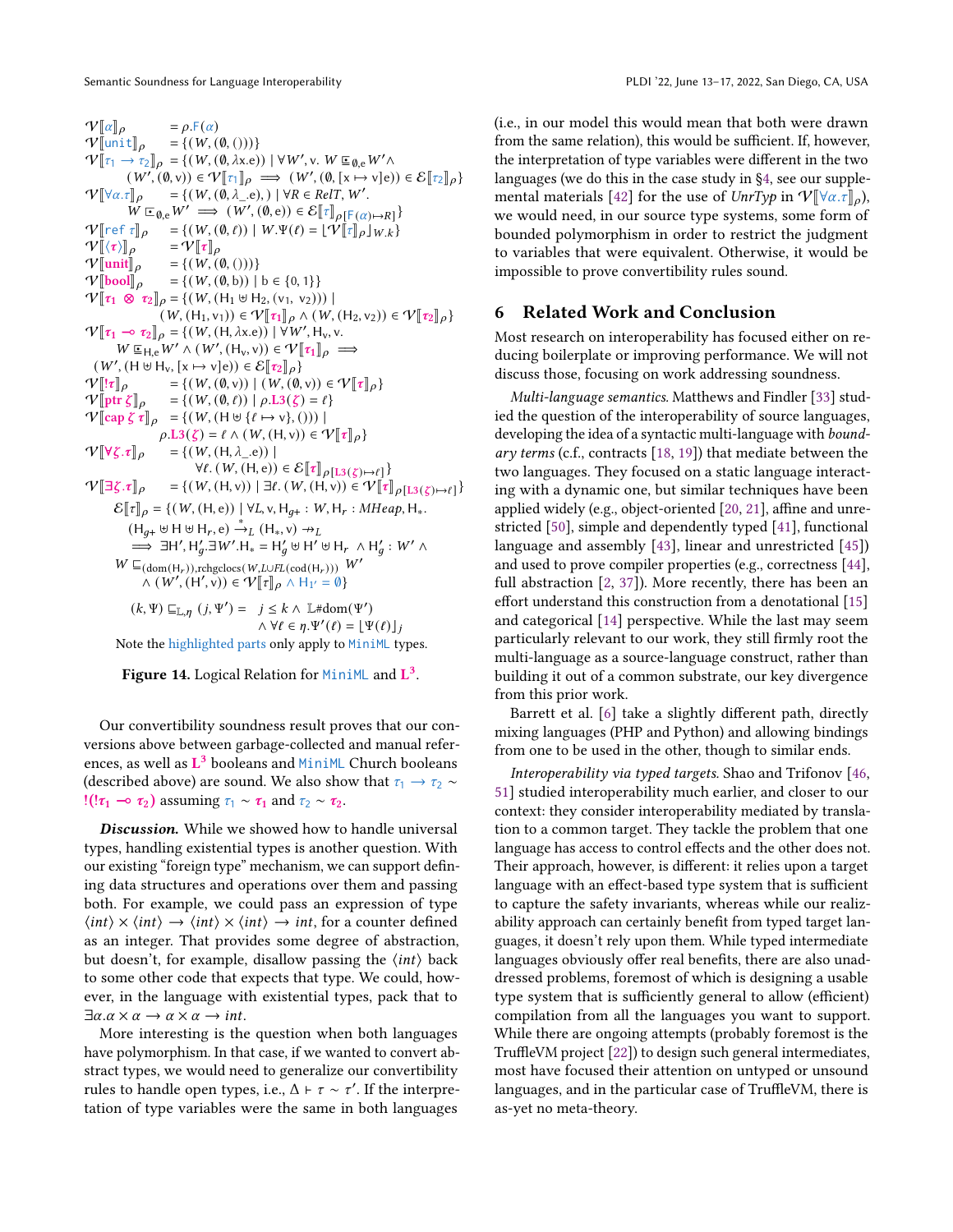$$
\begin{aligned}
\mathcal{V}[\![\alpha]\!]_\rho &= \rho.\mathsf{F}(\alpha)\\
\mathcal{V}[\![\mathsf{unit}]\!]_\rho &= \{(W, (\emptyset, ()))\}\\
\mathcal{V}[\![\tau_1 \to \tau_2]\!]_\rho &= \{(W, (\emptyset, \lambda x.e)) \mid \forall W', v.\ W \sqsubseteq_{\emptyset,e} W' \wedge\\
&\qquad (W', (\emptyset, v)) \in \mathcal{V}[\![\tau_1]\!]_\rho \implies (W', (\emptyset, [x \mapsto v]e)) \in \mathcal{E}[\![\tau_2]\!]_\rho\}\\
\mathcal{V}[\![\forall\alpha.\tau]\!]_\rho &= \{(W, (\emptyset, \lambda\_.e),) \mid \forall R \in \mathit{RelT}, W'.\\
&\qquad W \sqsubseteq_{\emptyset,e} W' \implies (W', (\emptyset, e)) \in \mathcal{E}[\![\tau]\!]_{\rho[\mathsf{F}(\alpha)\mapsto R]}\}\\
\mathcal{V}[\![\mathsf{ref}\ \tau]\!]_\rho &= \{(W, (\emptyset, \ell)) \mid W.\Psi(\ell) = \lfloor \mathcal{V}[\![\tau]\!]_\rho \rfloor_{W.k}\}\\
\mathcal{V}[\![\langle\boldsymbol{\tau}\rangle]\!]_\rho &= \mathcal{V}[\![\boldsymbol{\tau}]\!]_\rho\\
\mathcal{V}[\![\mathbf{unit}]\!]_\rho &= \{(W, (\emptyset, ()))\}\\
\mathcal{V}[\![\mathbf{bool}]\!]_\rho &= \{(W, (\emptyset, b)) \mid b \in \{0, 1\}\}\\
\mathcal{V}[\![\boldsymbol{\tau_1} \otimes \boldsymbol{\tau_2}]\!]_\rho &= \{(W, (H_1 \uplus H_2, (v_1, v_2))) \mid\\
&\qquad (W, (H_1, v_1)) \in \mathcal{V}[\![\boldsymbol{\tau_1}]\!]_\rho \wedge (W, (H_2, v_2)) \in \mathcal{V}[\![\boldsymbol{\tau_2}]\!]_\rho\}\\
\mathcal{V}[\![\boldsymbol{\tau_1} \multimap \boldsymbol{\tau_2}]\!]_\rho &= \{(W, (H, \lambda x.e)) \mid \forall W', H_v, v.\\
&\qquad W \sqsubseteq_{H,e} W' \wedge (W', (H_v, v)) \in \mathcal{V}[\![\boldsymbol{\tau_1}]\!]_\rho \implies\\
&\qquad (W', (H \uplus H_v, [x \mapsto v]e)) \in \mathcal{E}[\![\boldsymbol{\tau_2}]\!]_\rho\}\\
\mathcal{V}[\![!\boldsymbol{\tau}]\!]_\rho &= \{(W, (\emptyset, v)) \mid (W, (\emptyset, v)) \in \mathcal{V}[\![\boldsymbol{\tau}]\!]_\rho\}\\
\mathcal{V}[\![\mathbf{ptr}\ \boldsymbol{\zeta}]\!]_\rho &= \{(W, (\emptyset, \ell)) \mid \rho.\mathbf{L3}(\boldsymbol{\zeta}) = \ell\}\\
\mathcal{V}[\![\mathbf{cap}\ \boldsymbol{\zeta}\ \boldsymbol{\tau}]\!]_\rho &= \{(W, (H \uplus \{\ell \mapsto v\}, ())) \mid\\
&\qquad \rho.\mathbf{L3}(\boldsymbol{\zeta}) = \ell \wedge (W, (H, v)) \in \mathcal{V}[\![\boldsymbol{\tau}]\!]_\rho\}\\
\mathcal{V}[\![\forall\boldsymbol{\zeta}.\boldsymbol{\tau}]\!]_\rho &= \{(W, (H, \lambda\_.e)) \mid\\
&\qquad \forall\ell.\ (W, (H, e)) \in \mathcal{E}[\![\boldsymbol{\tau}]\!]_{\rho[\mathbf{L3}(\boldsymbol{\zeta})\mapsto\ell]}\}\\
\mathcal{V}[\![\exists\boldsymbol{\zeta}.\boldsymbol{\tau}]\!]_\rho &= \{(W, (H, v)) \mid \exists\ell.\ (W, (H, v)) \in \mathcal{V}[\![\boldsymbol{\tau}]\!]_{\rho[\mathbf{L3}(\boldsymbol{\zeta})\mapsto\ell]}\}
\end{aligned}
$$

$$
\begin{aligned}
\mathcal{E}[\![\tau]\!]_\rho = \{(W, (H, e)) \mid\ & \forall L, v, H_{g+} : W, H_r : \mathit{MHeap}, H_*.\\
& (H_{g+} \uplus H \uplus H_r, e) \xrightarrow{*}_L (H_*, v) \nrightarrow_L\\
& \implies \exists H', H'_g. \exists W'. H_* = H'_g \uplus H' \uplus H_r \wedge H'_g : W' \wedge\\
& W \sqsubseteq_{(\mathrm{dom}(H_r)),\mathrm{rchgclocs}(W, L \cup FL(\mathrm{cod}(H_r)))} W'\\
& \wedge (W', (H', v)) \in \mathcal{V}[\![\tau]\!]_\rho \wedge H_{1'} = \emptyset\}
\end{aligned}
$$

$$
(k, \Psi) \sqsubseteq_{\mathbb{L},\eta} (j, \Psi') = \quad j \le k \wedge \mathbb{L}\#\mathrm{dom}(\Psi') \wedge \forall \ell \in \eta. \Psi'(\ell) = \lfloor \Psi(\ell) \rfloor_j
$$

Note the highlighted parts only apply to MiniML types.

**Figure 14.** Logical Relation for MiniML and $\mathbf{L^3}$.

Our convertibility soundness result proves that our conversions above between garbage-collected and manual references, as well as $\mathbf{L^3}$ booleans and MiniML Church booleans (described above) are sound. We also show that $\tau_1 \to \tau_2 \sim\ !(!\boldsymbol{\tau_1} \multimap \boldsymbol{\tau_2})$ assuming $\tau_1 \sim \boldsymbol{\tau_1}$ and $\tau_2 \sim \boldsymbol{\tau_2}$.

***Discussion.*** While we showed how to handle universal types, handling existential types is another question. With our existing "foreign type" mechanism, we can support defining data structures and operations over them and passing both. For example, we could pass an expression of type $\langle int\rangle \times \langle int\rangle \to \langle int\rangle \times \langle int\rangle \to int$, for a counter defined as an integer. That provides some degree of abstraction, but doesn't, for example, disallow passing the $\langle int\rangle$ back to some other code that expects that type. We could, however, in the language with existential types, pack that to $\exists\alpha.\alpha \times \alpha \to \alpha \times \alpha \to int$.

More interesting is the question when both languages have polymorphism. In that case, if we wanted to convert abstract types, we would need to generalize our convertibility rules to handle open types, i.e., $\Delta \vdash \tau \sim \tau'$. If the interpretation of type variables were the same in both languages (i.e., in our model this would mean that both were drawn from the same relation), this would be sufficient. If, however, the interpretation of type variables were different in the two languages (we do this in the case study in §4, see our supplemental materials [42] for the use of *UnrTyp* in $\mathcal{V}[\![\forall\alpha.\tau]\!]_\rho$), we would need, in our source type systems, some form of bounded polymorphism in order to restrict the judgment to variables that were equivalent. Otherwise, it would be impossible to prove convertibility rules sound.

## 6 Related Work and Conclusion

Most research on interoperability has focused either on reducing boilerplate or improving performance. We will not discuss those, focusing on work addressing soundness.

*Multi-language semantics.* Matthews and Findler [33] studied the question of the interoperability of source languages, developing the idea of a syntactic multi-language with *boundary terms* (c.f., contracts [18, 19]) that mediate between the two languages. They focused on a static language interacting with a dynamic one, but similar techniques have been applied widely (e.g., object-oriented [20, 21], affine and unrestricted [50], simple and dependently typed [41], functional language and assembly [43], linear and unrestricted [45]) and used to prove compiler properties (e.g., correctness [44], full abstraction [2, 37]). More recently, there has been an effort understand this construction from a denotational [15] and categorical [14] perspective. While the last may seem particularly relevant to our work, they still firmly root the multi-language as a source-language construct, rather than building it out of a common substrate, our key divergence from this prior work.

Barrett et al. [6] take a slightly different path, directly mixing languages (PHP and Python) and allowing bindings from one to be used in the other, though to similar ends.

*Interoperability via typed targets.* Shao and Trifonov [46, 51] studied interoperability much earlier, and closer to our context: they consider interoperability mediated by translation to a common target. They tackle the problem that one language has access to control effects and the other does not. Their approach, however, is different: it relies upon a target language with an effect-based type system that is sufficient to capture the safety invariants, whereas while our realizability approach can certainly benefit from typed target languages, it doesn't rely upon them. While typed intermediate languages obviously offer real benefits, there are also unaddressed problems, foremost of which is designing a usable type system that is sufficiently general to allow (efficient) compilation from all the languages you want to support. While there are ongoing attempts (probably foremost is the TruffleVM project [22]) to design such general intermediates, most have focused their attention on untyped or unsound languages, and in the particular case of TruffleVM, there is as-yet no meta-theory.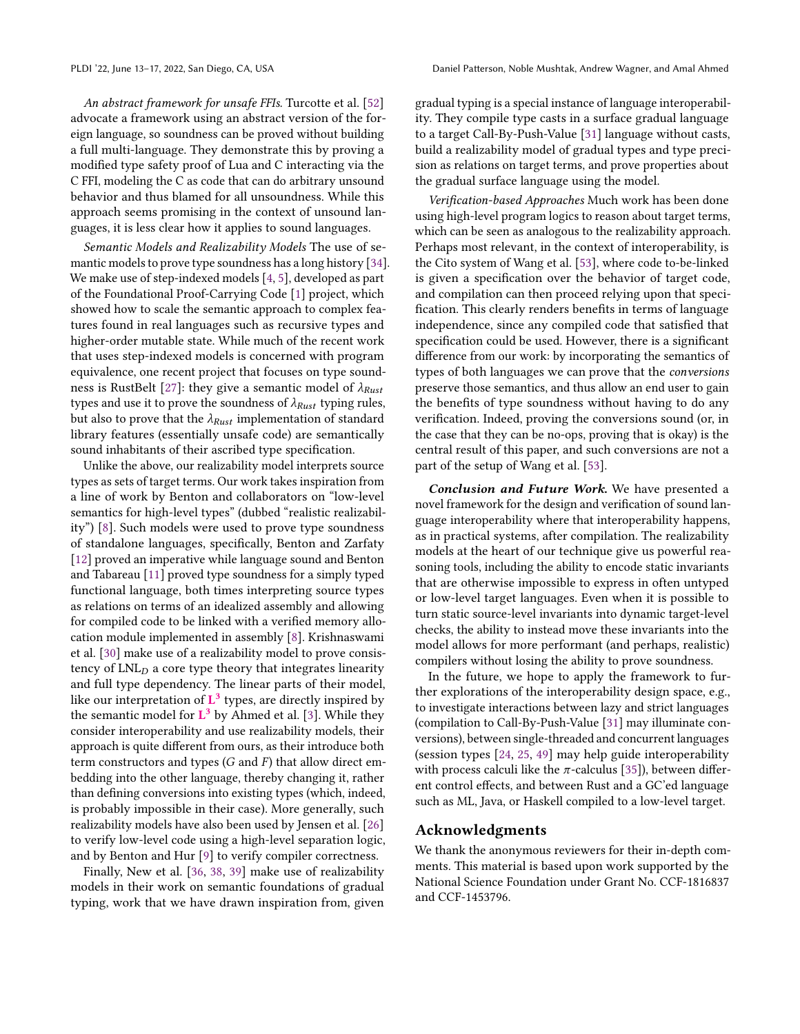*An abstract framework for unsafe FFIs.* Turcotte et al. [52] advocate a framework using an abstract version of the foreign language, so soundness can be proved without building a full multi-language. They demonstrate this by proving a modified type safety proof of Lua and C interacting via the C FFI, modeling the C as code that can do arbitrary unsound behavior and thus blamed for all unsoundness. While this approach seems promising in the context of unsound languages, it is less clear how it applies to sound languages.

*Semantic Models and Realizability Models* The use of semantic models to prove type soundness has a long history [34]. We make use of step-indexed models [4, 5], developed as part of the Foundational Proof-Carrying Code [1] project, which showed how to scale the semantic approach to complex features found in real languages such as recursive types and higher-order mutable state. While much of the recent work that uses step-indexed models is concerned with program equivalence, one recent project that focuses on type soundness is RustBelt [27]: they give a semantic model of $\lambda_{Rust}$ types and use it to prove the soundness of $\lambda_{Rust}$ typing rules, but also to prove that the $\lambda_{Rust}$ implementation of standard library features (essentially unsafe code) are semantically sound inhabitants of their ascribed type specification.

Unlike the above, our realizability model interprets source types as sets of target terms. Our work takes inspiration from a line of work by Benton and collaborators on "low-level semantics for high-level types" (dubbed "realistic realizability") [8]. Such models were used to prove type soundness of standalone languages, specifically, Benton and Zarfaty [12] proved an imperative while language sound and Benton and Tabareau [11] proved type soundness for a simply typed functional language, both times interpreting source types as relations on terms of an idealized assembly and allowing for compiled code to be linked with a verified memory allocation module implemented in assembly [8]. Krishnaswami et al. [30] make use of a realizability model to prove consistency of $\mathrm{LNL}_D$ a core type theory that integrates linearity and full type dependency. The linear parts of their model, like our interpretation of $\mathbf{L^3}$ types, are directly inspired by the semantic model for $\mathbf{L^3}$ by Ahmed et al. [3]. While they consider interoperability and use realizability models, their approach is quite different from ours, as their introduce both term constructors and types ($G$ and $F$) that allow direct embedding into the other language, thereby changing it, rather than defining conversions into existing types (which, indeed, is probably impossible in their case). More generally, such realizability models have also been used by Jensen et al. [26] to verify low-level code using a high-level separation logic, and by Benton and Hur [9] to verify compiler correctness.

Finally, New et al. [36, 38, 39] make use of realizability models in their work on semantic foundations of gradual typing, work that we have drawn inspiration from, given gradual typing is a special instance of language interoperability. They compile type casts in a surface gradual language to a target Call-By-Push-Value [31] language without casts, build a realizability model of gradual types and type precision as relations on target terms, and prove properties about the gradual surface language using the model.

*Verification-based Approaches* Much work has been done using high-level program logics to reason about target terms, which can be seen as analogous to the realizability approach. Perhaps most relevant, in the context of interoperability, is the Cito system of Wang et al. [53], where code to-be-linked is given a specification over the behavior of target code, and compilation can then proceed relying upon that specification. This clearly renders benefits in terms of language independence, since any compiled code that satisfied that specification could be used. However, there is a significant difference from our work: by incorporating the semantics of types of both languages we can prove that the *conversions* preserve those semantics, and thus allow an end user to gain the benefits of type soundness without having to do any verification. Indeed, proving the conversions sound (or, in the case that they can be no-ops, proving that is okay) is the central result of this paper, and such conversions are not a part of the setup of Wang et al. [53].

***Conclusion and Future Work.*** We have presented a novel framework for the design and verification of sound language interoperability where that interoperability happens, as in practical systems, after compilation. The realizability models at the heart of our technique give us powerful reasoning tools, including the ability to encode static invariants that are otherwise impossible to express in often untyped or low-level target languages. Even when it is possible to turn static source-level invariants into dynamic target-level checks, the ability to instead move these invariants into the model allows for more performant (and perhaps, realistic) compilers without losing the ability to prove soundness.

In the future, we hope to apply the framework to further explorations of the interoperability design space, e.g., to investigate interactions between lazy and strict languages (compilation to Call-By-Push-Value [31] may illuminate conversions), between single-threaded and concurrent languages (session types [24, 25, 49] may help guide interoperability with process calculi like the $\pi$-calculus [35]), between different control effects, and between Rust and a GC'ed language such as ML, Java, or Haskell compiled to a low-level target.

## Acknowledgments

We thank the anonymous reviewers for their in-depth comments. This material is based upon work supported by the National Science Foundation under Grant No. CCF-1816837 and CCF-1453796.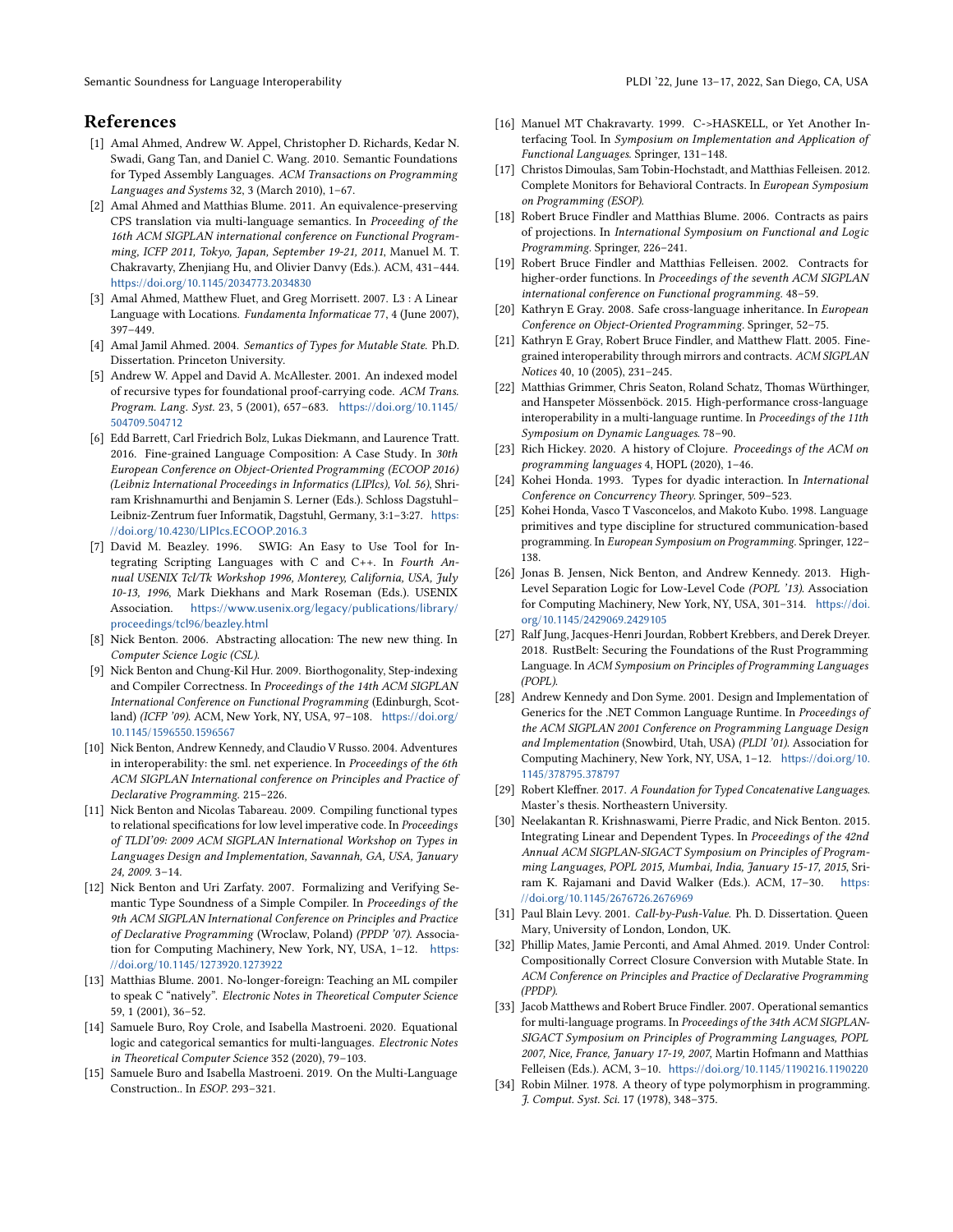## References

[1] Amal Ahmed, Andrew W. Appel, Christopher D. Richards, Kedar N. Swadi, Gang Tan, and Daniel C. Wang. 2010. Semantic Foundations for Typed Assembly Languages. *ACM Transactions on Programming Languages and Systems* 32, 3 (March 2010), 1–67.

[2] Amal Ahmed and Matthias Blume. 2011. An equivalence-preserving CPS translation via multi-language semantics. In *Proceeding of the 16th ACM SIGPLAN international conference on Functional Programming, ICFP 2011, Tokyo, Japan, September 19-21, 2011*, Manuel M. T. Chakravarty, Zhenjiang Hu, and Olivier Danvy (Eds.). ACM, 431–444. https://doi.org/10.1145/2034773.2034830

[3] Amal Ahmed, Matthew Fluet, and Greg Morrisett. 2007. L3 : A Linear Language with Locations. *Fundamenta Informaticae* 77, 4 (June 2007), 397–449.

[4] Amal Jamil Ahmed. 2004. *Semantics of Types for Mutable State*. Ph.D. Dissertation. Princeton University.

[5] Andrew W. Appel and David A. McAllester. 2001. An indexed model of recursive types for foundational proof-carrying code. *ACM Trans. Program. Lang. Syst.* 23, 5 (2001), 657–683. https://doi.org/10.1145/504709.504712

[6] Edd Barrett, Carl Friedrich Bolz, Lukas Diekmann, and Laurence Tratt. 2016. Fine-grained Language Composition: A Case Study. In *30th European Conference on Object-Oriented Programming (ECOOP 2016) (Leibniz International Proceedings in Informatics (LIPIcs), Vol. 56)*, Shriram Krishnamurthi and Benjamin S. Lerner (Eds.). Schloss Dagstuhl–Leibniz-Zentrum fuer Informatik, Dagstuhl, Germany, 3:1–3:27. https://doi.org/10.4230/LIPIcs.ECOOP.2016.3

[7] David M. Beazley. 1996. SWIG: An Easy to Use Tool for Integrating Scripting Languages with C and C++. In *Fourth Annual USENIX Tcl/Tk Workshop 1996, Monterey, California, USA, July 10-13, 1996*, Mark Diekhans and Mark Roseman (Eds.). USENIX Association. https://www.usenix.org/legacy/publications/library/proceedings/tcl96/beazley.html

[8] Nick Benton. 2006. Abstracting allocation: The new new thing. In *Computer Science Logic (CSL)*.

[9] Nick Benton and Chung-Kil Hur. 2009. Biorthogonality, Step-indexing and Compiler Correctness. In *Proceedings of the 14th ACM SIGPLAN International Conference on Functional Programming* (Edinburgh, Scotland) *(ICFP '09)*. ACM, New York, NY, USA, 97–108. https://doi.org/10.1145/1596550.1596567

[10] Nick Benton, Andrew Kennedy, and Claudio V Russo. 2004. Adventures in interoperability: the sml. net experience. In *Proceedings of the 6th ACM SIGPLAN International conference on Principles and Practice of Declarative Programming*. 215–226.

[11] Nick Benton and Nicolas Tabareau. 2009. Compiling functional types to relational specifications for low level imperative code. In *Proceedings of TLDI'09: 2009 ACM SIGPLAN International Workshop on Types in Languages Design and Implementation, Savannah, GA, USA, January 24, 2009*. 3–14.

[12] Nick Benton and Uri Zarfaty. 2007. Formalizing and Verifying Semantic Type Soundness of a Simple Compiler. In *Proceedings of the 9th ACM SIGPLAN International Conference on Principles and Practice of Declarative Programming* (Wroclaw, Poland) *(PPDP '07)*. Association for Computing Machinery, New York, NY, USA, 1–12. https://doi.org/10.1145/1273920.1273922

[13] Matthias Blume. 2001. No-longer-foreign: Teaching an ML compiler to speak C "natively". *Electronic Notes in Theoretical Computer Science* 59, 1 (2001), 36–52.

[14] Samuele Buro, Roy Crole, and Isabella Mastroeni. 2020. Equational logic and categorical semantics for multi-languages. *Electronic Notes in Theoretical Computer Science* 352 (2020), 79–103.

[15] Samuele Buro and Isabella Mastroeni. 2019. On the Multi-Language Construction.. In *ESOP*. 293–321.

[16] Manuel MT Chakravarty. 1999. C->HASKELL, or Yet Another Interfacing Tool. In *Symposium on Implementation and Application of Functional Languages*. Springer, 131–148.

[17] Christos Dimoulas, Sam Tobin-Hochstadt, and Matthias Felleisen. 2012. Complete Monitors for Behavioral Contracts. In *European Symposium on Programming (ESOP)*.

[18] Robert Bruce Findler and Matthias Blume. 2006. Contracts as pairs of projections. In *International Symposium on Functional and Logic Programming*. Springer, 226–241.

[19] Robert Bruce Findler and Matthias Felleisen. 2002. Contracts for higher-order functions. In *Proceedings of the seventh ACM SIGPLAN international conference on Functional programming*. 48–59.

[20] Kathryn E Gray. 2008. Safe cross-language inheritance. In *European Conference on Object-Oriented Programming*. Springer, 52–75.

[21] Kathryn E Gray, Robert Bruce Findler, and Matthew Flatt. 2005. Fine-grained interoperability through mirrors and contracts. *ACM SIGPLAN Notices* 40, 10 (2005), 231–245.

[22] Matthias Grimmer, Chris Seaton, Roland Schatz, Thomas Würthinger, and Hanspeter Mössenböck. 2015. High-performance cross-language interoperability in a multi-language runtime. In *Proceedings of the 11th Symposium on Dynamic Languages*. 78–90.

[23] Rich Hickey. 2020. A history of Clojure. *Proceedings of the ACM on programming languages* 4, HOPL (2020), 1–46.

[24] Kohei Honda. 1993. Types for dyadic interaction. In *International Conference on Concurrency Theory*. Springer, 509–523.

[25] Kohei Honda, Vasco T Vasconcelos, and Makoto Kubo. 1998. Language primitives and type discipline for structured communication-based programming. In *European Symposium on Programming*. Springer, 122–138.

[26] Jonas B. Jensen, Nick Benton, and Andrew Kennedy. 2013. High-Level Separation Logic for Low-Level Code *(POPL '13)*. Association for Computing Machinery, New York, NY, USA, 301–314. https://doi.org/10.1145/2429069.2429105

[27] Ralf Jung, Jacques-Henri Jourdan, Robbert Krebbers, and Derek Dreyer. 2018. RustBelt: Securing the Foundations of the Rust Programming Language. In *ACM Symposium on Principles of Programming Languages (POPL)*.

[28] Andrew Kennedy and Don Syme. 2001. Design and Implementation of Generics for the .NET Common Language Runtime. In *Proceedings of the ACM SIGPLAN 2001 Conference on Programming Language Design and Implementation* (Snowbird, Utah, USA) *(PLDI '01)*. Association for Computing Machinery, New York, NY, USA, 1–12. https://doi.org/10.1145/378795.378797

[29] Robert Kleffner. 2017. *A Foundation for Typed Concatenative Languages*. Master's thesis. Northeastern University.

[30] Neelakantan R. Krishnaswami, Pierre Pradic, and Nick Benton. 2015. Integrating Linear and Dependent Types. In *Proceedings of the 42nd Annual ACM SIGPLAN-SIGACT Symposium on Principles of Programming Languages, POPL 2015, Mumbai, India, January 15-17, 2015*, Sriram K. Rajamani and David Walker (Eds.). ACM, 17–30. https://doi.org/10.1145/2676726.2676969

[31] Paul Blain Levy. 2001. *Call-by-Push-Value*. Ph. D. Dissertation. Queen Mary, University of London, London, UK.

[32] Phillip Mates, Jamie Perconti, and Amal Ahmed. 2019. Under Control: Compositionally Correct Closure Conversion with Mutable State. In *ACM Conference on Principles and Practice of Declarative Programming (PPDP)*.

[33] Jacob Matthews and Robert Bruce Findler. 2007. Operational semantics for multi-language programs. In *Proceedings of the 34th ACM SIGPLAN-SIGACT Symposium on Principles of Programming Languages, POPL 2007, Nice, France, January 17-19, 2007*, Martin Hofmann and Matthias Felleisen (Eds.). ACM, 3–10. https://doi.org/10.1145/1190216.1190220

[34] Robin Milner. 1978. A theory of type polymorphism in programming. *J. Comput. Syst. Sci.* 17 (1978), 348–375.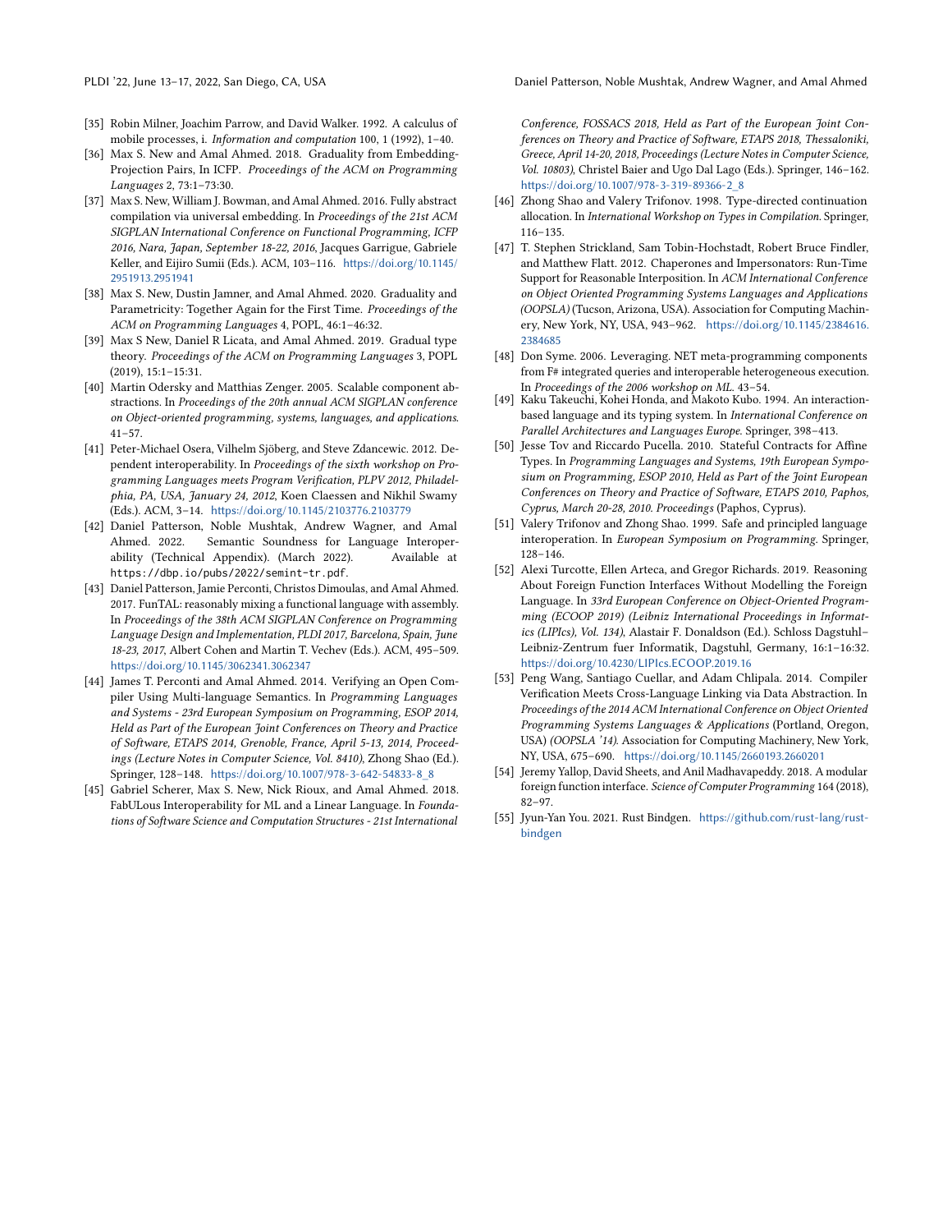[35] Robin Milner, Joachim Parrow, and David Walker. 1992. A calculus of mobile processes, i. *Information and computation* 100, 1 (1992), 1–40.

[36] Max S. New and Amal Ahmed. 2018. Graduality from Embedding-Projection Pairs, In ICFP. *Proceedings of the ACM on Programming Languages* 2, 73:1–73:30.

[37] Max S. New, William J. Bowman, and Amal Ahmed. 2016. Fully abstract compilation via universal embedding. In *Proceedings of the 21st ACM SIGPLAN International Conference on Functional Programming, ICFP 2016, Nara, Japan, September 18-22, 2016*, Jacques Garrigue, Gabriele Keller, and Eijiro Sumii (Eds.). ACM, 103–116. https://doi.org/10.1145/2951913.2951941

[38] Max S. New, Dustin Jamner, and Amal Ahmed. 2020. Graduality and Parametricity: Together Again for the First Time. *Proceedings of the ACM on Programming Languages* 4, POPL, 46:1–46:32.

[39] Max S New, Daniel R Licata, and Amal Ahmed. 2019. Gradual type theory. *Proceedings of the ACM on Programming Languages* 3, POPL (2019), 15:1–15:31.

[40] Martin Odersky and Matthias Zenger. 2005. Scalable component abstractions. In *Proceedings of the 20th annual ACM SIGPLAN conference on Object-oriented programming, systems, languages, and applications*. 41–57.

[41] Peter-Michael Osera, Vilhelm Sjöberg, and Steve Zdancewic. 2012. Dependent interoperability. In *Proceedings of the sixth workshop on Programming Languages meets Program Verification, PLPV 2012, Philadelphia, PA, USA, January 24, 2012*, Koen Claessen and Nikhil Swamy (Eds.). ACM, 3–14. https://doi.org/10.1145/2103776.2103779

[42] Daniel Patterson, Noble Mushtak, Andrew Wagner, and Amal Ahmed. 2022. Semantic Soundness for Language Interoperability (Technical Appendix). (March 2022). Available at `https://dbp.io/pubs/2022/semint-tr.pdf`.

[43] Daniel Patterson, Jamie Perconti, Christos Dimoulas, and Amal Ahmed. 2017. FunTAL: reasonably mixing a functional language with assembly. In *Proceedings of the 38th ACM SIGPLAN Conference on Programming Language Design and Implementation, PLDI 2017, Barcelona, Spain, June 18-23, 2017*, Albert Cohen and Martin T. Vechev (Eds.). ACM, 495–509. https://doi.org/10.1145/3062341.3062347

[44] James T. Perconti and Amal Ahmed. 2014. Verifying an Open Compiler Using Multi-language Semantics. In *Programming Languages and Systems - 23rd European Symposium on Programming, ESOP 2014, Held as Part of the European Joint Conferences on Theory and Practice of Software, ETAPS 2014, Grenoble, France, April 5-13, 2014, Proceedings (Lecture Notes in Computer Science, Vol. 8410)*, Zhong Shao (Ed.). Springer, 128–148. https://doi.org/10.1007/978-3-642-54833-8_8

[45] Gabriel Scherer, Max S. New, Nick Rioux, and Amal Ahmed. 2018. FabULous Interoperability for ML and a Linear Language. In *Foundations of Software Science and Computation Structures - 21st International Conference, FOSSACS 2018, Held as Part of the European Joint Conferences on Theory and Practice of Software, ETAPS 2018, Thessaloniki, Greece, April 14-20, 2018, Proceedings (Lecture Notes in Computer Science, Vol. 10803)*, Christel Baier and Ugo Dal Lago (Eds.). Springer, 146–162. https://doi.org/10.1007/978-3-319-89366-2_8

[46] Zhong Shao and Valery Trifonov. 1998. Type-directed continuation allocation. In *International Workshop on Types in Compilation*. Springer, 116–135.

[47] T. Stephen Strickland, Sam Tobin-Hochstadt, Robert Bruce Findler, and Matthew Flatt. 2012. Chaperones and Impersonators: Run-Time Support for Reasonable Interposition. In *ACM International Conference on Object Oriented Programming Systems Languages and Applications (OOPSLA)* (Tucson, Arizona, USA). Association for Computing Machinery, New York, NY, USA, 943–962. https://doi.org/10.1145/2384616.2384685

[48] Don Syme. 2006. Leveraging. NET meta-programming components from F# integrated queries and interoperable heterogeneous execution. In *Proceedings of the 2006 workshop on ML*. 43–54.

[49] Kaku Takeuchi, Kohei Honda, and Makoto Kubo. 1994. An interaction-based language and its typing system. In *International Conference on Parallel Architectures and Languages Europe*. Springer, 398–413.

[50] Jesse Tov and Riccardo Pucella. 2010. Stateful Contracts for Affine Types. In *Programming Languages and Systems, 19th European Symposium on Programming, ESOP 2010, Held as Part of the Joint European Conferences on Theory and Practice of Software, ETAPS 2010, Paphos, Cyprus, March 20-28, 2010. Proceedings* (Paphos, Cyprus).

[51] Valery Trifonov and Zhong Shao. 1999. Safe and principled language interoperation. In *European Symposium on Programming*. Springer, 128–146.

[52] Alexi Turcotte, Ellen Arteca, and Gregor Richards. 2019. Reasoning About Foreign Function Interfaces Without Modelling the Foreign Language. In *33rd European Conference on Object-Oriented Programming (ECOOP 2019) (Leibniz International Proceedings in Informatics (LIPIcs), Vol. 134)*, Alastair F. Donaldson (Ed.). Schloss Dagstuhl–Leibniz-Zentrum fuer Informatik, Dagstuhl, Germany, 16:1–16:32. https://doi.org/10.4230/LIPIcs.ECOOP.2019.16

[53] Peng Wang, Santiago Cuellar, and Adam Chlipala. 2014. Compiler Verification Meets Cross-Language Linking via Data Abstraction. In *Proceedings of the 2014 ACM International Conference on Object Oriented Programming Systems Languages & Applications* (Portland, Oregon, USA) *(OOPSLA '14)*. Association for Computing Machinery, New York, NY, USA, 675–690. https://doi.org/10.1145/2660193.2660201

[54] Jeremy Yallop, David Sheets, and Anil Madhavapeddy. 2018. A modular foreign function interface. *Science of Computer Programming* 164 (2018), 82–97.

[55] Jyun-Yan You. 2021. Rust Bindgen. https://github.com/rust-lang/rust-bindgen